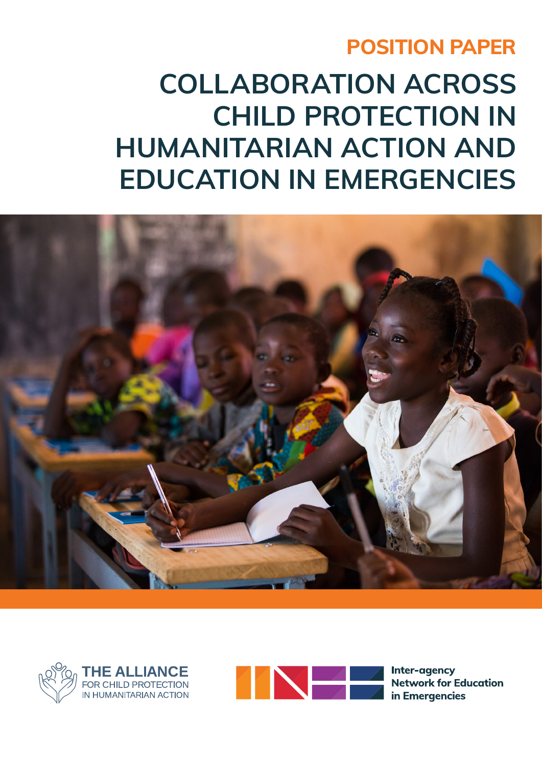POSITION PAPER

# COLLABORATION ACROSS CHILD PROTECTION IN HUMANITARIAN ACTION AND EDUCATION IN EMERGENCIES

THE ALLIANCE FOR CHILD PROTECTION IN HUMANITARIAN ACTION

Inter-agency Network for Education in Emergencies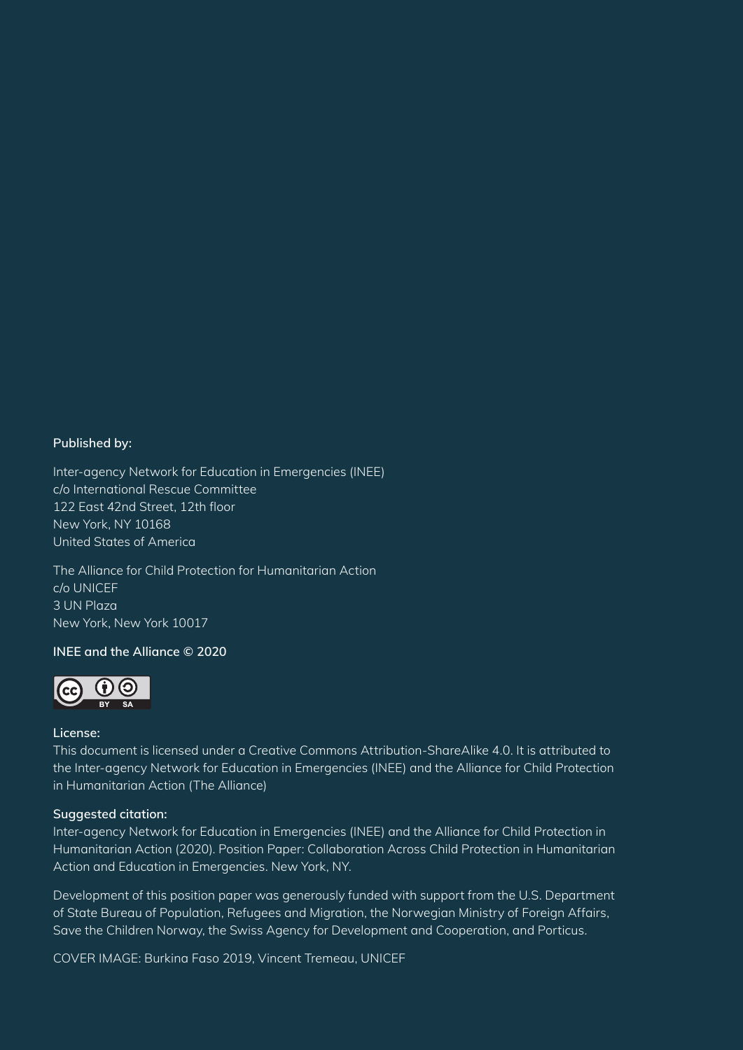**Published by:**

Inter-agency Network for Education in Emergencies (INEE)
c/o International Rescue Committee
122 East 42nd Street, 12th floor
New York, NY 10168
United States of America

The Alliance for Child Protection for Humanitarian Action
c/o UNICEF
3 UN Plaza
New York, New York 10017

**INEE and the Alliance © 2020**

**License:**
This document is licensed under a Creative Commons Attribution-ShareAlike 4.0. It is attributed to the Inter-agency Network for Education in Emergencies (INEE) and the Alliance for Child Protection in Humanitarian Action (The Alliance)

**Suggested citation:**
Inter-agency Network for Education in Emergencies (INEE) and the Alliance for Child Protection in Humanitarian Action (2020). Position Paper: Collaboration Across Child Protection in Humanitarian Action and Education in Emergencies. New York, NY.

Development of this position paper was generously funded with support from the U.S. Department of State Bureau of Population, Refugees and Migration, the Norwegian Ministry of Foreign Affairs, Save the Children Norway, the Swiss Agency for Development and Cooperation, and Porticus.

COVER IMAGE: Burkina Faso 2019, Vincent Tremeau, UNICEF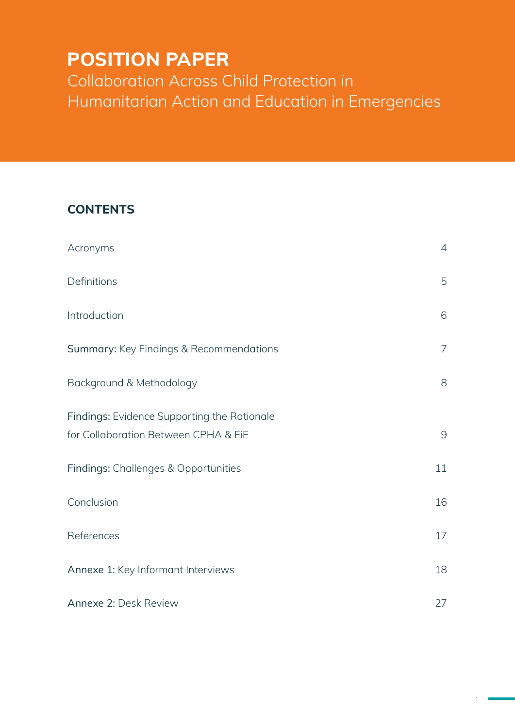# POSITION PAPER

Collaboration Across Child Protection in Humanitarian Action and Education in Emergencies

## CONTENTS

| | |
|---|---|
| Acronyms | 4 |
| Definitions | 5 |
| Introduction | 6 |
| **Summary:** Key Findings & Recommendations | 7 |
| Background & Methodology | 8 |
| **Findings:** Evidence Supporting the Rationale for Collaboration Between CPHA & EiE | 9 |
| **Findings:** Challenges & Opportunities | 11 |
| Conclusion | 16 |
| References | 17 |
| **Annexe 1:** Key Informant Interviews | 18 |
| **Annexe 2:** Desk Review | 27 |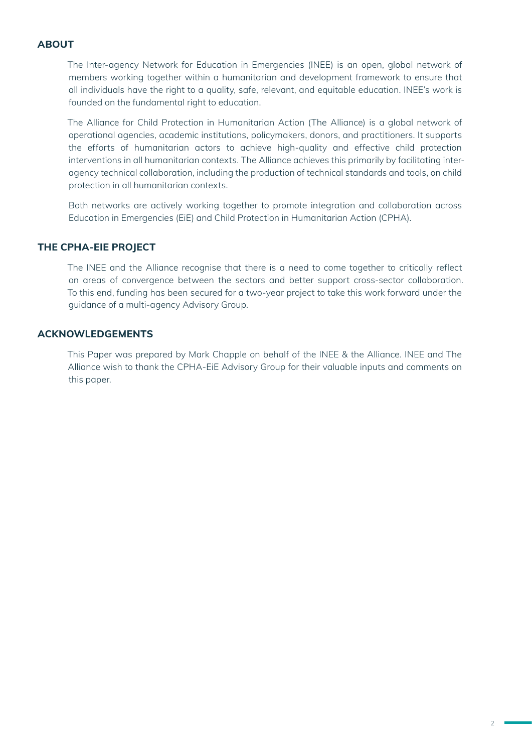## ABOUT

The Inter-agency Network for Education in Emergencies (INEE) is an open, global network of members working together within a humanitarian and development framework to ensure that all individuals have the right to a quality, safe, relevant, and equitable education. INEE's work is founded on the fundamental right to education.

The Alliance for Child Protection in Humanitarian Action (The Alliance) is a global network of operational agencies, academic institutions, policymakers, donors, and practitioners. It supports the efforts of humanitarian actors to achieve high-quality and effective child protection interventions in all humanitarian contexts. The Alliance achieves this primarily by facilitating inter-agency technical collaboration, including the production of technical standards and tools, on child protection in all humanitarian contexts.

Both networks are actively working together to promote integration and collaboration across Education in Emergencies (EiE) and Child Protection in Humanitarian Action (CPHA).

## THE CPHA-EIE PROJECT

The INEE and the Alliance recognise that there is a need to come together to critically reflect on areas of convergence between the sectors and better support cross-sector collaboration. To this end, funding has been secured for a two-year project to take this work forward under the guidance of a multi-agency Advisory Group.

## ACKNOWLEDGEMENTS

This Paper was prepared by Mark Chapple on behalf of the INEE & the Alliance. INEE and The Alliance wish to thank the CPHA-EiE Advisory Group for their valuable inputs and comments on this paper.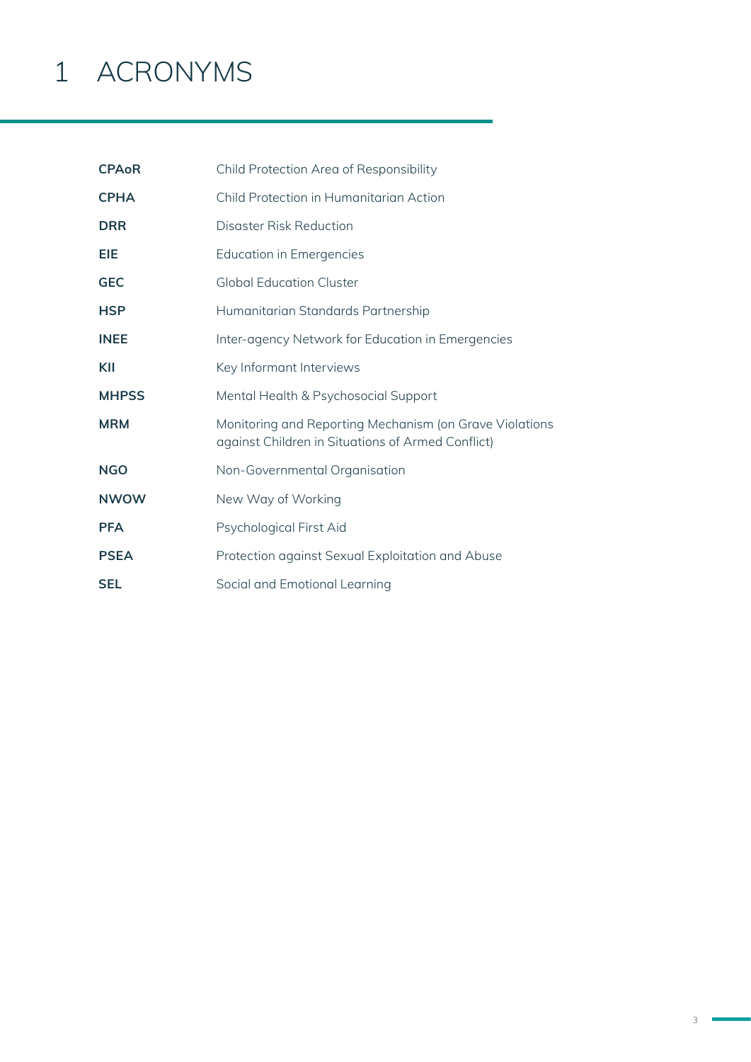# 1 ACRONYMS

| | |
|---|---|
| **CPAoR** | Child Protection Area of Responsibility |
| **CPHA** | Child Protection in Humanitarian Action |
| **DRR** | Disaster Risk Reduction |
| **EIE** | Education in Emergencies |
| **GEC** | Global Education Cluster |
| **HSP** | Humanitarian Standards Partnership |
| **INEE** | Inter-agency Network for Education in Emergencies |
| **KII** | Key Informant Interviews |
| **MHPSS** | Mental Health & Psychosocial Support |
| **MRM** | Monitoring and Reporting Mechanism (on Grave Violations against Children in Situations of Armed Conflict) |
| **NGO** | Non-Governmental Organisation |
| **NWOW** | New Way of Working |
| **PFA** | Psychological First Aid |
| **PSEA** | Protection against Sexual Exploitation and Abuse |
| **SEL** | Social and Emotional Learning |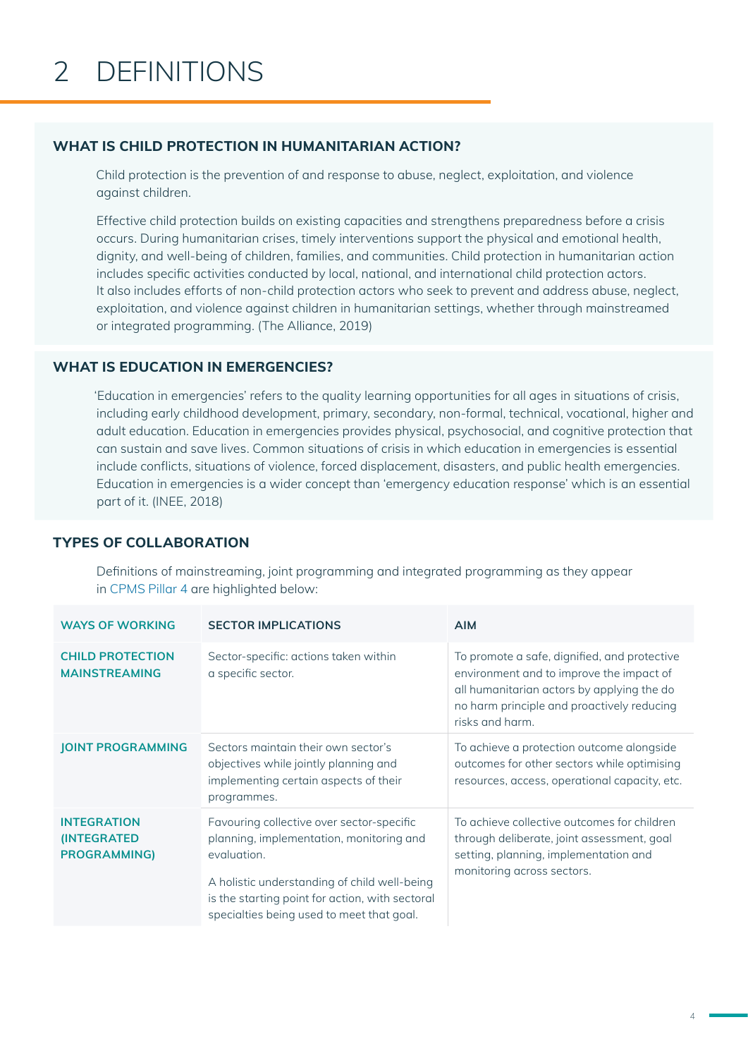# 2 DEFINITIONS

## WHAT IS CHILD PROTECTION IN HUMANITARIAN ACTION?

Child protection is the prevention of and response to abuse, neglect, exploitation, and violence against children.

Effective child protection builds on existing capacities and strengthens preparedness before a crisis occurs. During humanitarian crises, timely interventions support the physical and emotional health, dignity, and well-being of children, families, and communities. Child protection in humanitarian action includes specific activities conducted by local, national, and international child protection actors. It also includes efforts of non-child protection actors who seek to prevent and address abuse, neglect, exploitation, and violence against children in humanitarian settings, whether through mainstreamed or integrated programming. (The Alliance, 2019)

## WHAT IS EDUCATION IN EMERGENCIES?

'Education in emergencies' refers to the quality learning opportunities for all ages in situations of crisis, including early childhood development, primary, secondary, non-formal, technical, vocational, higher and adult education. Education in emergencies provides physical, psychosocial, and cognitive protection that can sustain and save lives. Common situations of crisis in which education in emergencies is essential include conflicts, situations of violence, forced displacement, disasters, and public health emergencies. Education in emergencies is a wider concept than 'emergency education response' which is an essential part of it. (INEE, 2018)

## TYPES OF COLLABORATION

Definitions of mainstreaming, joint programming and integrated programming as they appear in CPMS Pillar 4 are highlighted below:

| WAYS OF WORKING | SECTOR IMPLICATIONS | AIM |
|---|---|---|
| **CHILD PROTECTION MAINSTREAMING** | Sector-specific: actions taken within a specific sector. | To promote a safe, dignified, and protective environment and to improve the impact of all humanitarian actors by applying the do no harm principle and proactively reducing risks and harm. |
| **JOINT PROGRAMMING** | Sectors maintain their own sector's objectives while jointly planning and implementing certain aspects of their programmes. | To achieve a protection outcome alongside outcomes for other sectors while optimising resources, access, operational capacity, etc. |
| **INTEGRATION (INTEGRATED PROGRAMMING)** | Favouring collective over sector-specific planning, implementation, monitoring and evaluation.<br><br>A holistic understanding of child well-being is the starting point for action, with sectoral specialties being used to meet that goal. | To achieve collective outcomes for children through deliberate, joint assessment, goal setting, planning, implementation and monitoring across sectors. |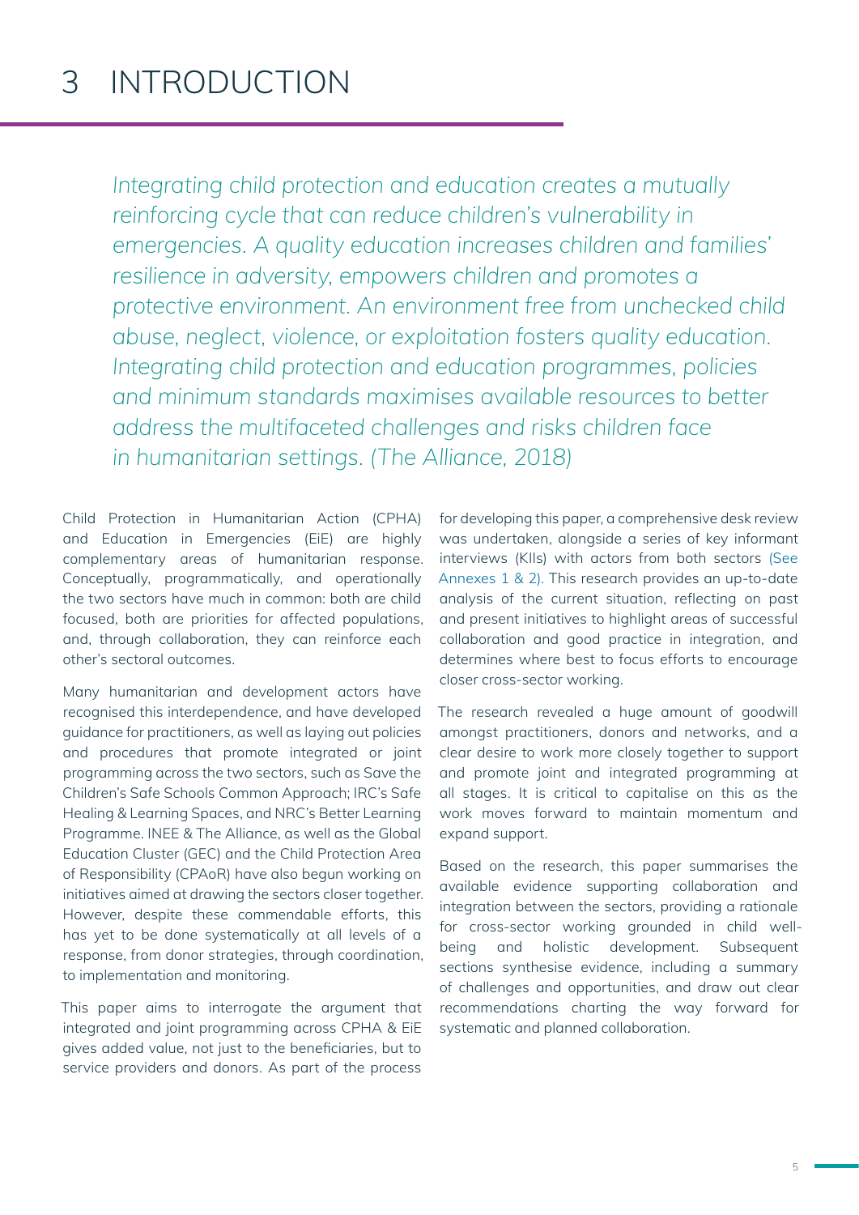# 3 INTRODUCTION

*Integrating child protection and education creates a mutually reinforcing cycle that can reduce children's vulnerability in emergencies. A quality education increases children and families' resilience in adversity, empowers children and promotes a protective environment. An environment free from unchecked child abuse, neglect, violence, or exploitation fosters quality education. Integrating child protection and education programmes, policies and minimum standards maximises available resources to better address the multifaceted challenges and risks children face in humanitarian settings. (The Alliance, 2018)*

Child Protection in Humanitarian Action (CPHA) and Education in Emergencies (EiE) are highly complementary areas of humanitarian response. Conceptually, programmatically, and operationally the two sectors have much in common: both are child focused, both are priorities for affected populations, and, through collaboration, they can reinforce each other's sectoral outcomes.

Many humanitarian and development actors have recognised this interdependence, and have developed guidance for practitioners, as well as laying out policies and procedures that promote integrated or joint programming across the two sectors, such as Save the Children's Safe Schools Common Approach; IRC's Safe Healing & Learning Spaces, and NRC's Better Learning Programme. INEE & The Alliance, as well as the Global Education Cluster (GEC) and the Child Protection Area of Responsibility (CPAoR) have also begun working on initiatives aimed at drawing the sectors closer together. However, despite these commendable efforts, this has yet to be done systematically at all levels of a response, from donor strategies, through coordination, to implementation and monitoring.

This paper aims to interrogate the argument that integrated and joint programming across CPHA & EiE gives added value, not just to the beneficiaries, but to service providers and donors. As part of the process for developing this paper, a comprehensive desk review was undertaken, alongside a series of key informant interviews (KIIs) with actors from both sectors (See Annexes 1 & 2). This research provides an up-to-date analysis of the current situation, reflecting on past and present initiatives to highlight areas of successful collaboration and good practice in integration, and determines where best to focus efforts to encourage closer cross-sector working.

The research revealed a huge amount of goodwill amongst practitioners, donors and networks, and a clear desire to work more closely together to support and promote joint and integrated programming at all stages. It is critical to capitalise on this as the work moves forward to maintain momentum and expand support.

Based on the research, this paper summarises the available evidence supporting collaboration and integration between the sectors, providing a rationale for cross-sector working grounded in child well-being and holistic development. Subsequent sections synthesise evidence, including a summary of challenges and opportunities, and draw out clear recommendations charting the way forward for systematic and planned collaboration.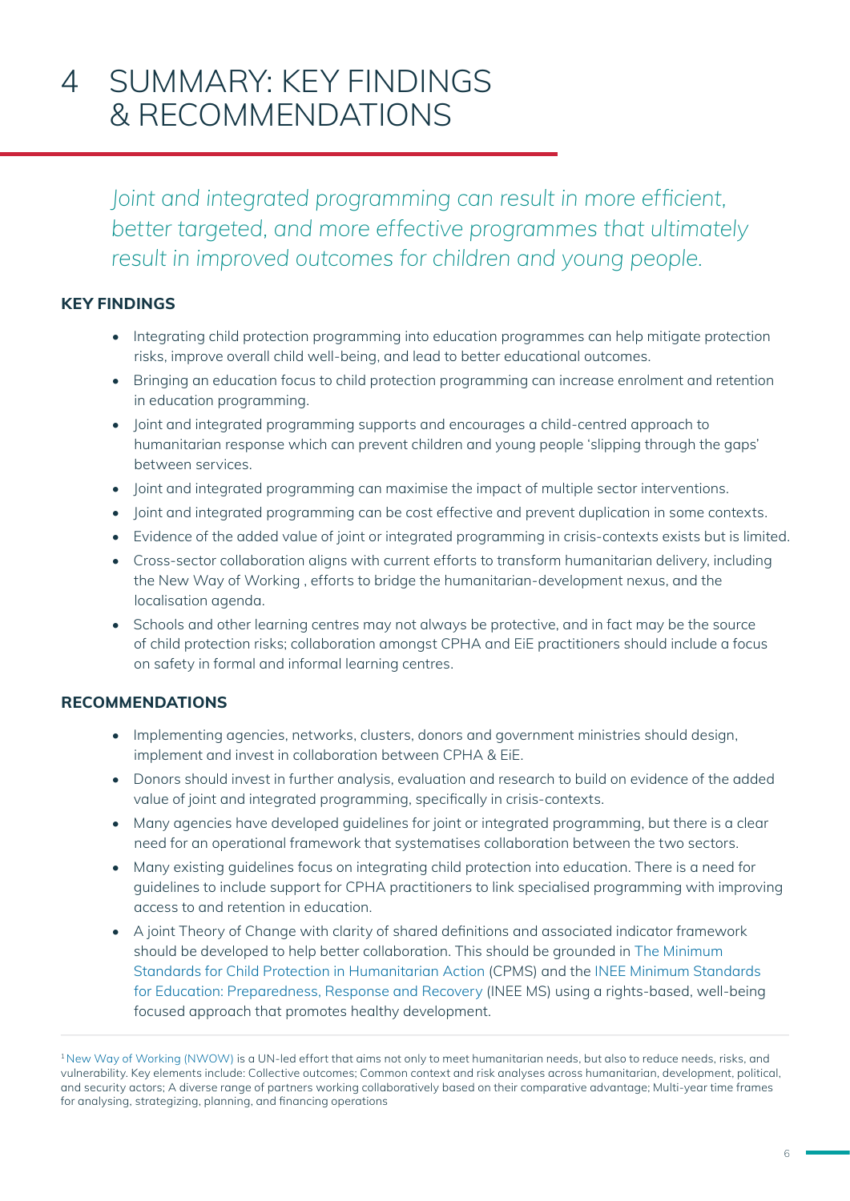# 4 SUMMARY: KEY FINDINGS & RECOMMENDATIONS

*Joint and integrated programming can result in more efficient, better targeted, and more effective programmes that ultimately result in improved outcomes for children and young people.*

**KEY FINDINGS**

- Integrating child protection programming into education programmes can help mitigate protection risks, improve overall child well-being, and lead to better educational outcomes.
- Bringing an education focus to child protection programming can increase enrolment and retention in education programming.
- Joint and integrated programming supports and encourages a child-centred approach to humanitarian response which can prevent children and young people 'slipping through the gaps' between services.
- Joint and integrated programming can maximise the impact of multiple sector interventions.
- Joint and integrated programming can be cost effective and prevent duplication in some contexts.
- Evidence of the added value of joint or integrated programming in crisis-contexts exists but is limited.
- Cross-sector collaboration aligns with current efforts to transform humanitarian delivery, including the New Way of Working , efforts to bridge the humanitarian-development nexus, and the localisation agenda.
- Schools and other learning centres may not always be protective, and in fact may be the source of child protection risks; collaboration amongst CPHA and EiE practitioners should include a focus on safety in formal and informal learning centres.

**RECOMMENDATIONS**

- Implementing agencies, networks, clusters, donors and government ministries should design, implement and invest in collaboration between CPHA & EiE.
- Donors should invest in further analysis, evaluation and research to build on evidence of the added value of joint and integrated programming, specifically in crisis-contexts.
- Many agencies have developed guidelines for joint or integrated programming, but there is a clear need for an operational framework that systematises collaboration between the two sectors.
- Many existing guidelines focus on integrating child protection into education. There is a need for guidelines to include support for CPHA practitioners to link specialised programming with improving access to and retention in education.
- A joint Theory of Change with clarity of shared definitions and associated indicator framework should be developed to help better collaboration. This should be grounded in The Minimum Standards for Child Protection in Humanitarian Action (CPMS) and the INEE Minimum Standards for Education: Preparedness, Response and Recovery (INEE MS) using a rights-based, well-being focused approach that promotes healthy development.

---

[1] New Way of Working (NWOW) is a UN-led effort that aims not only to meet humanitarian needs, but also to reduce needs, risks, and vulnerability. Key elements include: Collective outcomes; Common context and risk analyses across humanitarian, development, political, and security actors; A diverse range of partners working collaboratively based on their comparative advantage; Multi-year time frames for analysing, strategizing, planning, and financing operations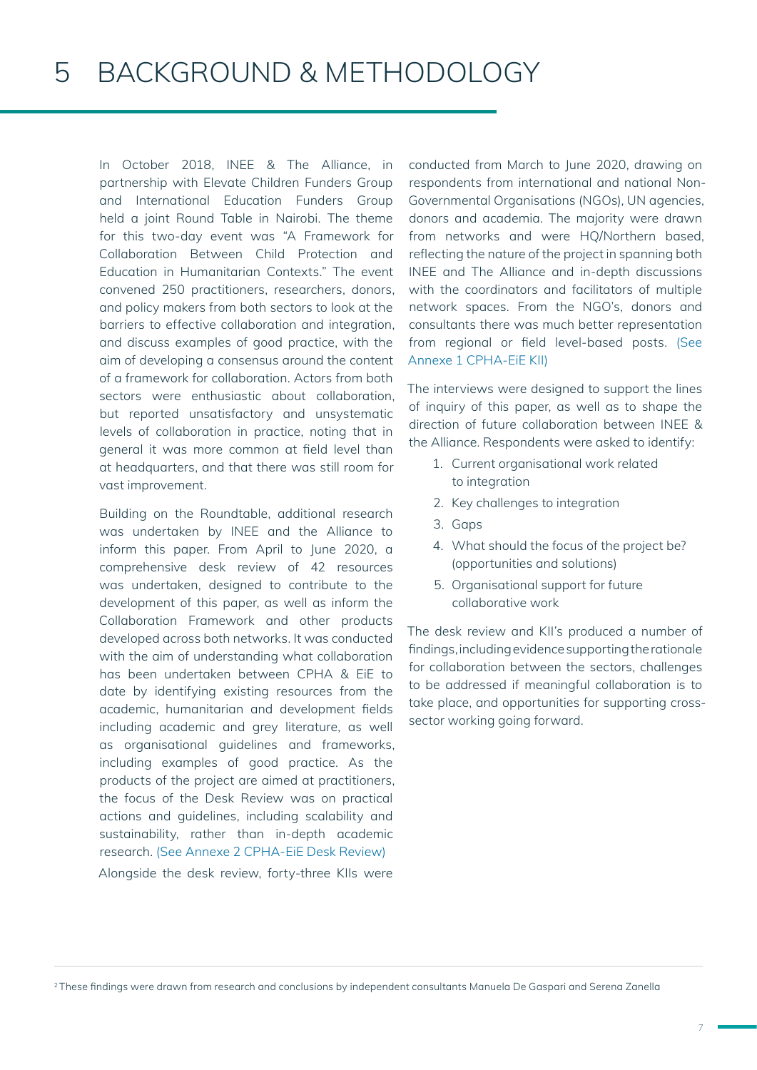# 5 BACKGROUND & METHODOLOGY

In October 2018, INEE & The Alliance, in partnership with Elevate Children Funders Group and International Education Funders Group held a joint Round Table in Nairobi. The theme for this two-day event was "A Framework for Collaboration Between Child Protection and Education in Humanitarian Contexts." The event convened 250 practitioners, researchers, donors, and policy makers from both sectors to look at the barriers to effective collaboration and integration, and discuss examples of good practice, with the aim of developing a consensus around the content of a framework for collaboration. Actors from both sectors were enthusiastic about collaboration, but reported unsatisfactory and unsystematic levels of collaboration in practice, noting that in general it was more common at field level than at headquarters, and that there was still room for vast improvement.

Building on the Roundtable, additional research was undertaken by INEE and the Alliance to inform this paper. From April to June 2020, a comprehensive desk review of 42 resources was undertaken, designed to contribute to the development of this paper, as well as inform the Collaboration Framework and other products developed across both networks. It was conducted with the aim of understanding what collaboration has been undertaken between CPHA & EiE to date by identifying existing resources from the academic, humanitarian and development fields including academic and grey literature, as well as organisational guidelines and frameworks, including examples of good practice. As the products of the project are aimed at practitioners, the focus of the Desk Review was on practical actions and guidelines, including scalability and sustainability, rather than in-depth academic research. (See Annexe 2 CPHA-EiE Desk Review)

Alongside the desk review, forty-three KIIs were conducted from March to June 2020, drawing on respondents from international and national Non-Governmental Organisations (NGOs), UN agencies, donors and academia. The majority were drawn from networks and were HQ/Northern based, reflecting the nature of the project in spanning both INEE and The Alliance and in-depth discussions with the coordinators and facilitators of multiple network spaces. From the NGO's, donors and consultants there was much better representation from regional or field level-based posts. (See Annexe 1 CPHA-EiE KII)

The interviews were designed to support the lines of inquiry of this paper, as well as to shape the direction of future collaboration between INEE & the Alliance. Respondents were asked to identify:

1. Current organisational work related to integration
2. Key challenges to integration
3. Gaps
4. What should the focus of the project be? (opportunities and solutions)
5. Organisational support for future collaborative work

The desk review and KII's produced a number of findings, including evidence supporting the rationale for collaboration between the sectors, challenges to be addressed if meaningful collaboration is to take place, and opportunities for supporting cross-sector working going forward.

[2] These findings were drawn from research and conclusions by independent consultants Manuela De Gaspari and Serena Zanella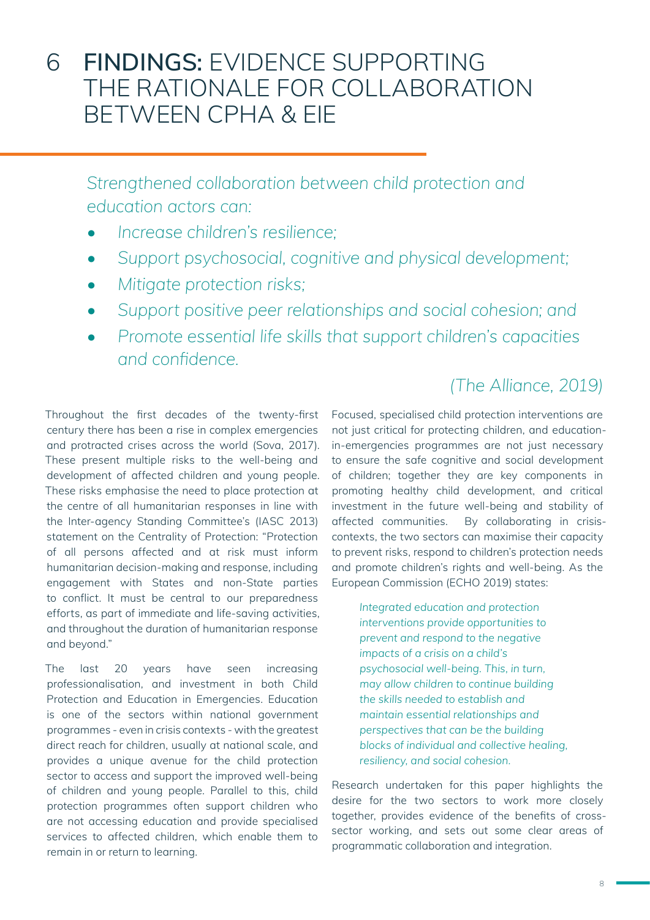# 6 **FINDINGS:** EVIDENCE SUPPORTING THE RATIONALE FOR COLLABORATION BETWEEN CPHA & EIE

*Strengthened collaboration between child protection and education actors can:*

- *Increase children's resilience;*
- *Support psychosocial, cognitive and physical development;*
- *Mitigate protection risks;*
- *Support positive peer relationships and social cohesion; and*
- *Promote essential life skills that support children's capacities and confidence.*

*(The Alliance, 2019)*

Throughout the first decades of the twenty-first century there has been a rise in complex emergencies and protracted crises across the world (Sova, 2017). These present multiple risks to the well-being and development of affected children and young people. These risks emphasise the need to place protection at the centre of all humanitarian responses in line with the Inter-agency Standing Committee's (IASC 2013) statement on the Centrality of Protection: "Protection of all persons affected and at risk must inform humanitarian decision-making and response, including engagement with States and non-State parties to conflict. It must be central to our preparedness efforts, as part of immediate and life-saving activities, and throughout the duration of humanitarian response and beyond."

The last 20 years have seen increasing professionalisation, and investment in both Child Protection and Education in Emergencies. Education is one of the sectors within national government programmes - even in crisis contexts - with the greatest direct reach for children, usually at national scale, and provides a unique avenue for the child protection sector to access and support the improved well-being of children and young people. Parallel to this, child protection programmes often support children who are not accessing education and provide specialised services to affected children, which enable them to remain in or return to learning.

Focused, specialised child protection interventions are not just critical for protecting children, and education-in-emergencies programmes are not just necessary to ensure the safe cognitive and social development of children; together they are key components in promoting healthy child development, and critical investment in the future well-being and stability of affected communities. By collaborating in crisis-contexts, the two sectors can maximise their capacity to prevent risks, respond to children's protection needs and promote children's rights and well-being. As the European Commission (ECHO 2019) states:

> *Integrated education and protection interventions provide opportunities to prevent and respond to the negative impacts of a crisis on a child's psychosocial well-being. This, in turn, may allow children to continue building the skills needed to establish and maintain essential relationships and perspectives that can be the building blocks of individual and collective healing, resiliency, and social cohesion.*

Research undertaken for this paper highlights the desire for the two sectors to work more closely together, provides evidence of the benefits of cross-sector working, and sets out some clear areas of programmatic collaboration and integration.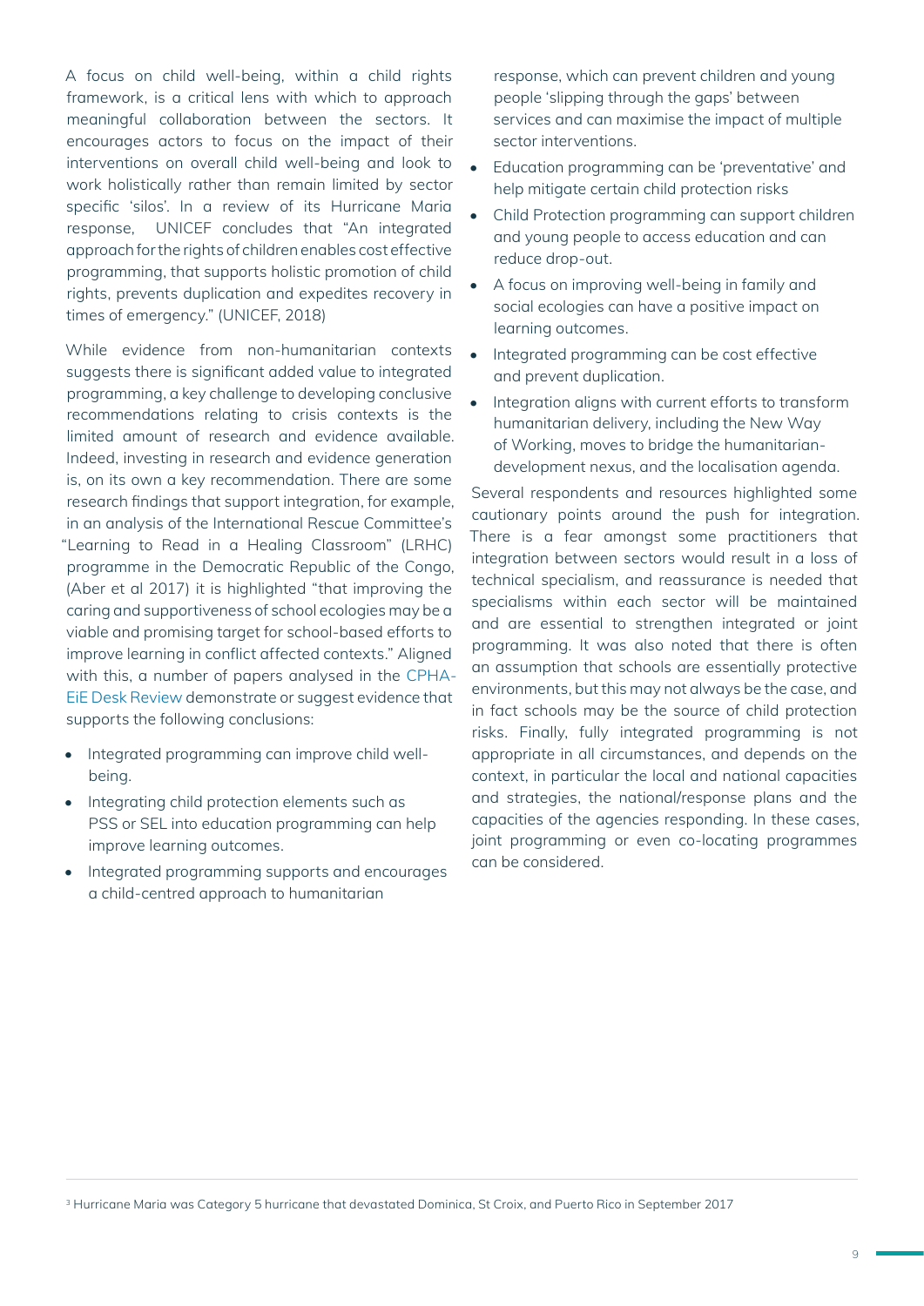A focus on child well-being, within a child rights framework, is a critical lens with which to approach meaningful collaboration between the sectors. It encourages actors to focus on the impact of their interventions on overall child well-being and look to work holistically rather than remain limited by sector specific 'silos'. In a review of its Hurricane Maria response, UNICEF concludes that "An integrated approach for the rights of children enables cost effective programming, that supports holistic promotion of child rights, prevents duplication and expedites recovery in times of emergency." (UNICEF, 2018)

While evidence from non-humanitarian contexts suggests there is significant added value to integrated programming, a key challenge to developing conclusive recommendations relating to crisis contexts is the limited amount of research and evidence available. Indeed, investing in research and evidence generation is, on its own a key recommendation. There are some research findings that support integration, for example, in an analysis of the International Rescue Committee's "Learning to Read in a Healing Classroom" (LRHC) programme in the Democratic Republic of the Congo, (Aber et al 2017) it is highlighted "that improving the caring and supportiveness of school ecologies may be a viable and promising target for school-based efforts to improve learning in conflict affected contexts." Aligned with this, a number of papers analysed in the CPHA-EiE Desk Review demonstrate or suggest evidence that supports the following conclusions:

- Integrated programming can improve child well-being.
- Integrating child protection elements such as PSS or SEL into education programming can help improve learning outcomes.
- Integrated programming supports and encourages a child-centred approach to humanitarian response, which can prevent children and young people 'slipping through the gaps' between services and can maximise the impact of multiple sector interventions.
- Education programming can be 'preventative' and help mitigate certain child protection risks
- Child Protection programming can support children and young people to access education and can reduce drop-out.
- A focus on improving well-being in family and social ecologies can have a positive impact on learning outcomes.
- Integrated programming can be cost effective and prevent duplication.
- Integration aligns with current efforts to transform humanitarian delivery, including the New Way of Working, moves to bridge the humanitarian-development nexus, and the localisation agenda.

Several respondents and resources highlighted some cautionary points around the push for integration. There is a fear amongst some practitioners that integration between sectors would result in a loss of technical specialism, and reassurance is needed that specialisms within each sector will be maintained and are essential to strengthen integrated or joint programming. It was also noted that there is often an assumption that schools are essentially protective environments, but this may not always be the case, and in fact schools may be the source of child protection risks. Finally, fully integrated programming is not appropriate in all circumstances, and depends on the context, in particular the local and national capacities and strategies, the national/response plans and the capacities of the agencies responding. In these cases, joint programming or even co-locating programmes can be considered.

[3] Hurricane Maria was Category 5 hurricane that devastated Dominica, St Croix, and Puerto Rico in September 2017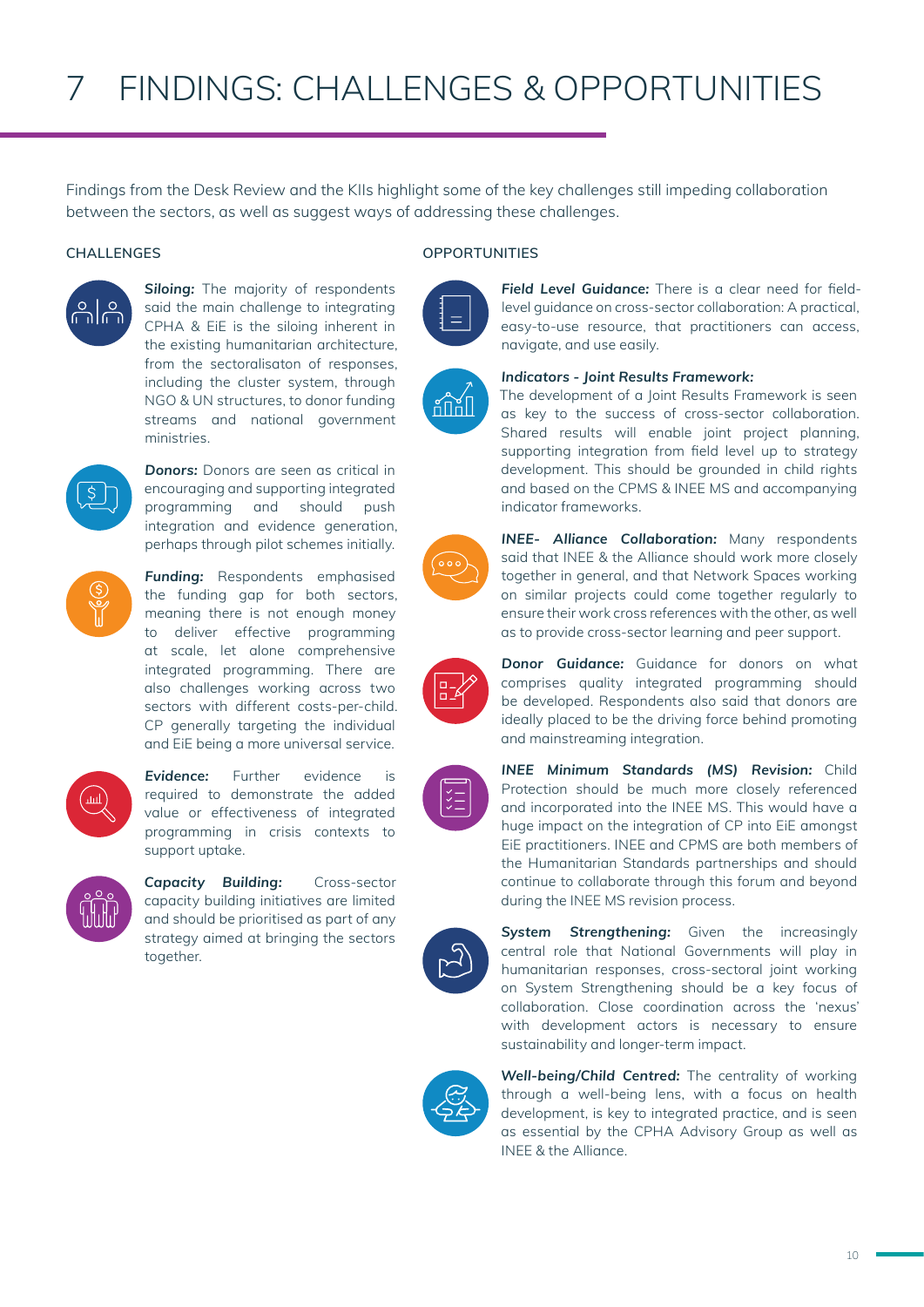# 7 FINDINGS: CHALLENGES & OPPORTUNITIES

Findings from the Desk Review and the KIIs highlight some of the key challenges still impeding collaboration between the sectors, as well as suggest ways of addressing these challenges.

## CHALLENGES

***Siloing:*** The majority of respondents said the main challenge to integrating CPHA & EiE is the siloing inherent in the existing humanitarian architecture, from the sectoralisaton of responses, including the cluster system, through NGO & UN structures, to donor funding streams and national government ministries.

***Donors:*** Donors are seen as critical in encouraging and supporting integrated programming and should push integration and evidence generation, perhaps through pilot schemes initially.

***Funding:*** Respondents emphasised the funding gap for both sectors, meaning there is not enough money to deliver effective programming at scale, let alone comprehensive integrated programming. There are also challenges working across two sectors with different costs-per-child. CP generally targeting the individual and EiE being a more universal service.

***Evidence:*** Further evidence is required to demonstrate the added value or effectiveness of integrated programming in crisis contexts to support uptake.

***Capacity Building:*** Cross-sector capacity building initiatives are limited and should be prioritised as part of any strategy aimed at bringing the sectors together.

## OPPORTUNITIES

***Field Level Guidance:*** There is a clear need for field-level guidance on cross-sector collaboration: A practical, easy-to-use resource, that practitioners can access, navigate, and use easily.

***Indicators - Joint Results Framework:*** The development of a Joint Results Framework is seen as key to the success of cross-sector collaboration. Shared results will enable joint project planning, supporting integration from field level up to strategy development. This should be grounded in child rights and based on the CPMS & INEE MS and accompanying indicator frameworks.

***INEE- Alliance Collaboration:*** Many respondents said that INEE & the Alliance should work more closely together in general, and that Network Spaces working on similar projects could come together regularly to ensure their work cross references with the other, as well as to provide cross-sector learning and peer support.

***Donor Guidance:*** Guidance for donors on what comprises quality integrated programming should be developed. Respondents also said that donors are ideally placed to be the driving force behind promoting and mainstreaming integration.

***INEE Minimum Standards (MS) Revision:*** Child Protection should be much more closely referenced and incorporated into the INEE MS. This would have a huge impact on the integration of CP into EiE amongst EiE practitioners. INEE and CPMS are both members of the Humanitarian Standards partnerships and should continue to collaborate through this forum and beyond during the INEE MS revision process.

***System Strengthening:*** Given the increasingly central role that National Governments will play in humanitarian responses, cross-sectoral joint working on System Strengthening should be a key focus of collaboration. Close coordination across the 'nexus' with development actors is necessary to ensure sustainability and longer-term impact.

***Well-being/Child Centred:*** The centrality of working through a well-being lens, with a focus on health development, is key to integrated practice, and is seen as essential by the CPHA Advisory Group as well as INEE & the Alliance.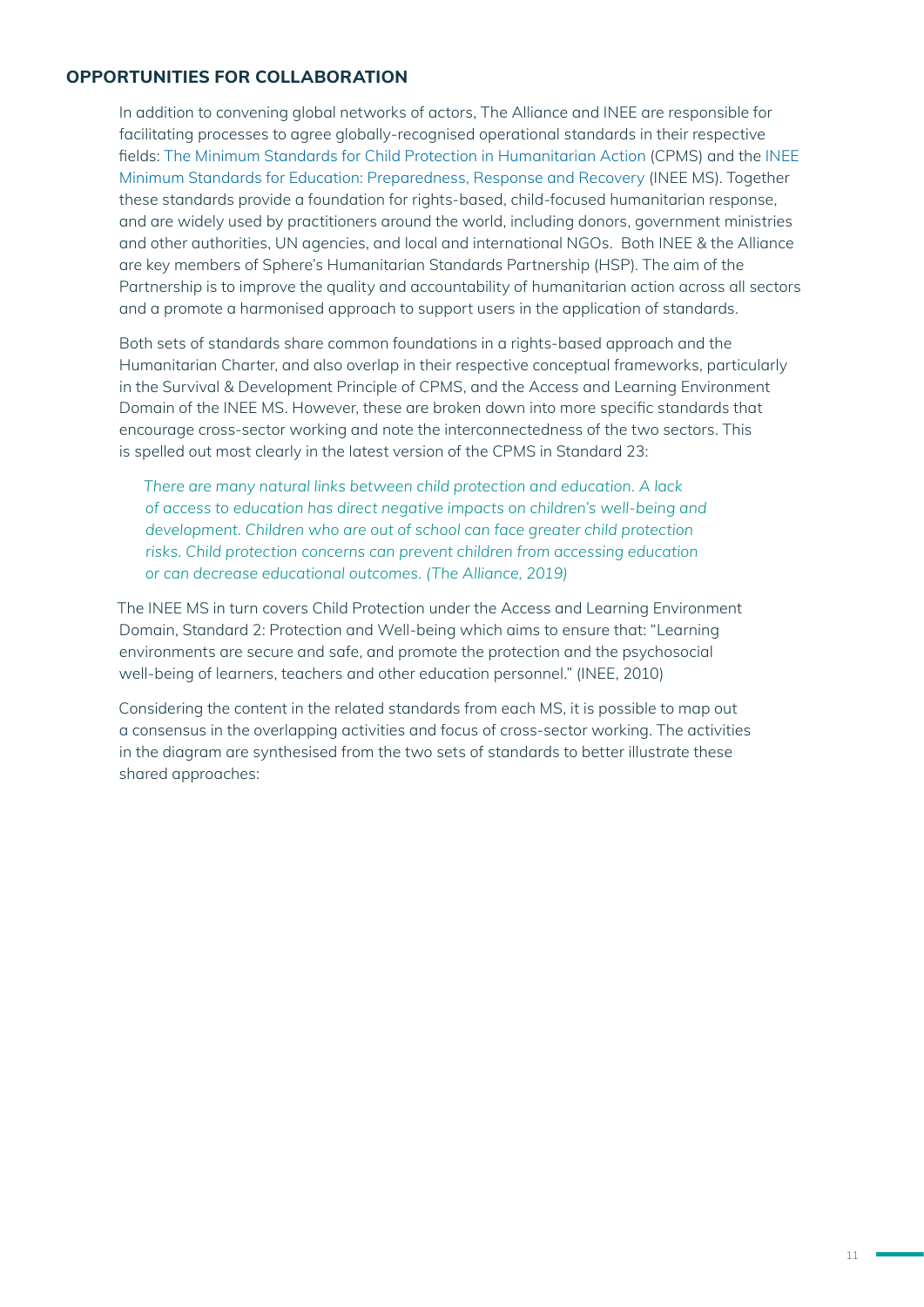## OPPORTUNITIES FOR COLLABORATION

In addition to convening global networks of actors, The Alliance and INEE are responsible for facilitating processes to agree globally-recognised operational standards in their respective fields: The Minimum Standards for Child Protection in Humanitarian Action (CPMS) and the INEE Minimum Standards for Education: Preparedness, Response and Recovery (INEE MS). Together these standards provide a foundation for rights-based, child-focused humanitarian response, and are widely used by practitioners around the world, including donors, government ministries and other authorities, UN agencies, and local and international NGOs. Both INEE & the Alliance are key members of Sphere's Humanitarian Standards Partnership (HSP). The aim of the Partnership is to improve the quality and accountability of humanitarian action across all sectors and a promote a harmonised approach to support users in the application of standards.

Both sets of standards share common foundations in a rights-based approach and the Humanitarian Charter, and also overlap in their respective conceptual frameworks, particularly in the Survival & Development Principle of CPMS, and the Access and Learning Environment Domain of the INEE MS. However, these are broken down into more specific standards that encourage cross-sector working and note the interconnectedness of the two sectors. This is spelled out most clearly in the latest version of the CPMS in Standard 23:

> *There are many natural links between child protection and education. A lack of access to education has direct negative impacts on children's well-being and development. Children who are out of school can face greater child protection risks. Child protection concerns can prevent children from accessing education or can decrease educational outcomes. (The Alliance, 2019)*

The INEE MS in turn covers Child Protection under the Access and Learning Environment Domain, Standard 2: Protection and Well-being which aims to ensure that: "Learning environments are secure and safe, and promote the protection and the psychosocial well-being of learners, teachers and other education personnel." (INEE, 2010)

Considering the content in the related standards from each MS, it is possible to map out a consensus in the overlapping activities and focus of cross-sector working. The activities in the diagram are synthesised from the two sets of standards to better illustrate these shared approaches: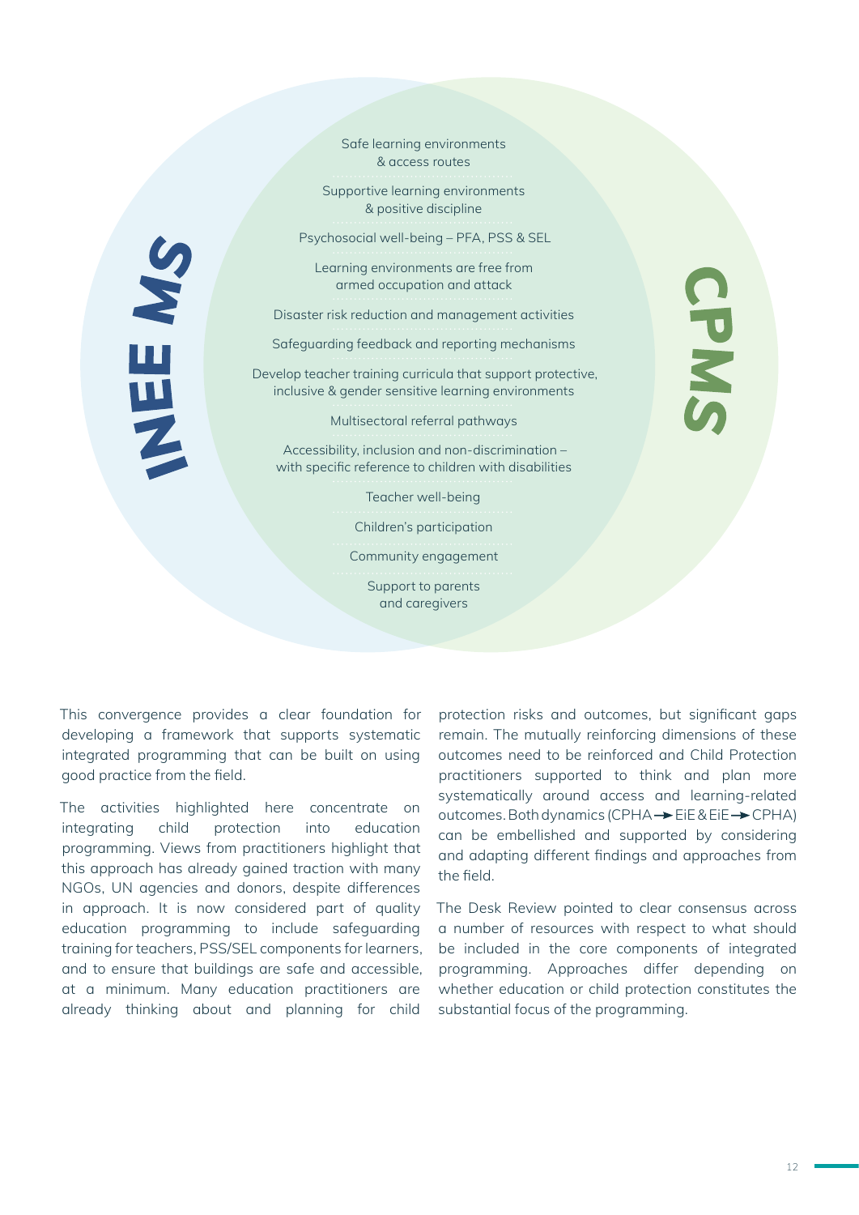INEE MS

CPMS

- Safe learning environments & access routes
- Supportive learning environments & positive discipline
- Psychosocial well-being – PFA, PSS & SEL
- Learning environments are free from armed occupation and attack
- Disaster risk reduction and management activities
- Safeguarding feedback and reporting mechanisms
- Develop teacher training curricula that support protective, inclusive & gender sensitive learning environments
- Multisectoral referral pathways
- Accessibility, inclusion and non-discrimination – with specific reference to children with disabilities
- Teacher well-being
- Children's participation
- Community engagement
- Support to parents and caregivers

This convergence provides a clear foundation for developing a framework that supports systematic integrated programming that can be built on using good practice from the field.

The activities highlighted here concentrate on integrating child protection into education programming. Views from practitioners highlight that this approach has already gained traction with many NGOs, UN agencies and donors, despite differences in approach. It is now considered part of quality education programming to include safeguarding training for teachers, PSS/SEL components for learners, and to ensure that buildings are safe and accessible, at a minimum. Many education practitioners are already thinking about and planning for child protection risks and outcomes, but significant gaps remain. The mutually reinforcing dimensions of these outcomes need to be reinforced and Child Protection practitioners supported to think and plan more systematically around access and learning-related outcomes. Both dynamics (CPHA → EiE & EiE → CPHA) can be embellished and supported by considering and adapting different findings and approaches from the field.

The Desk Review pointed to clear consensus across a number of resources with respect to what should be included in the core components of integrated programming. Approaches differ depending on whether education or child protection constitutes the substantial focus of the programming.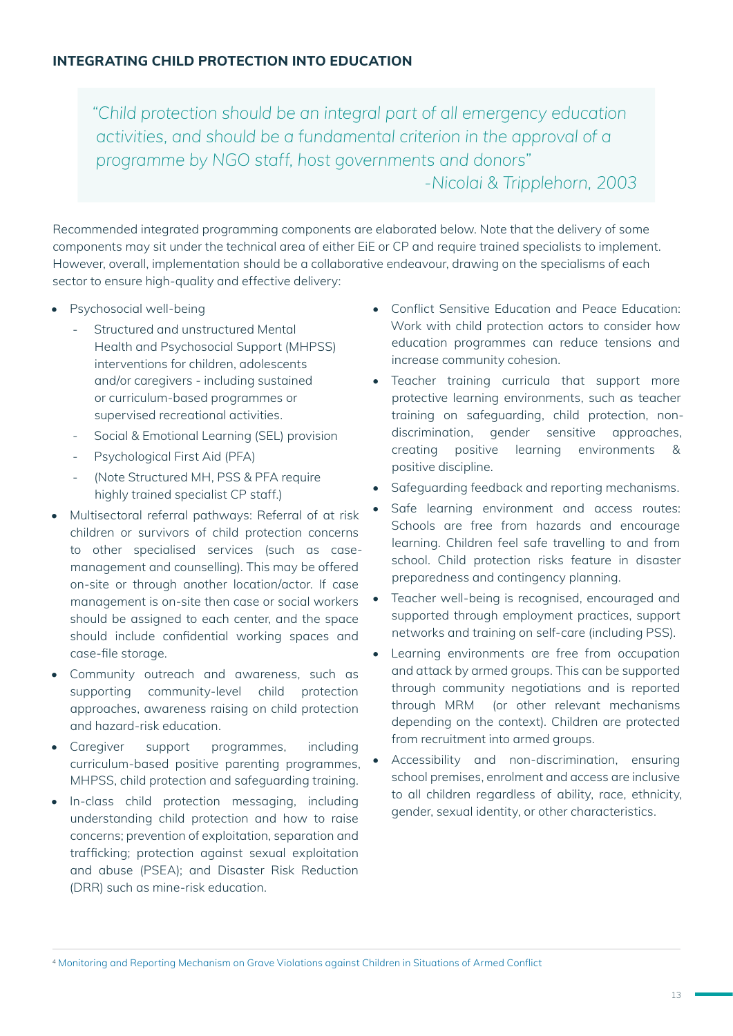## INTEGRATING CHILD PROTECTION INTO EDUCATION

> *"Child protection should be an integral part of all emergency education activities, and should be a fundamental criterion in the approval of a programme by NGO staff, host governments and donors"*
> *-Nicolai & Tripplehorn, 2003*

Recommended integrated programming components are elaborated below. Note that the delivery of some components may sit under the technical area of either EiE or CP and require trained specialists to implement. However, overall, implementation should be a collaborative endeavour, drawing on the specialisms of each sector to ensure high-quality and effective delivery:

- Psychosocial well-being
  - Structured and unstructured Mental Health and Psychosocial Support (MHPSS) interventions for children, adolescents and/or caregivers - including sustained or curriculum-based programmes or supervised recreational activities.
  - Social & Emotional Learning (SEL) provision
  - Psychological First Aid (PFA)
  - (Note Structured MH, PSS & PFA require highly trained specialist CP staff.)
- Multisectoral referral pathways: Referral of at risk children or survivors of child protection concerns to other specialised services (such as case-management and counselling). This may be offered on-site or through another location/actor. If case management is on-site then case or social workers should be assigned to each center, and the space should include confidential working spaces and case-file storage.
- Community outreach and awareness, such as supporting community-level child protection approaches, awareness raising on child protection and hazard-risk education.
- Caregiver support programmes, including curriculum-based positive parenting programmes, MHPSS, child protection and safeguarding training.
- In-class child protection messaging, including understanding child protection and how to raise concerns; prevention of exploitation, separation and trafficking; protection against sexual exploitation and abuse (PSEA); and Disaster Risk Reduction (DRR) such as mine-risk education.
- Conflict Sensitive Education and Peace Education: Work with child protection actors to consider how education programmes can reduce tensions and increase community cohesion.
- Teacher training curricula that support more protective learning environments, such as teacher training on safeguarding, child protection, non-discrimination, gender sensitive approaches, creating positive learning environments & positive discipline.
- Safeguarding feedback and reporting mechanisms.
- Safe learning environment and access routes: Schools are free from hazards and encourage learning. Children feel safe travelling to and from school. Child protection risks feature in disaster preparedness and contingency planning.
- Teacher well-being is recognised, encouraged and supported through employment practices, support networks and training on self-care (including PSS).
- Learning environments are free from occupation and attack by armed groups. This can be supported through community negotiations and is reported through MRM[4] (or other relevant mechanisms depending on the context). Children are protected from recruitment into armed groups.
- Accessibility and non-discrimination, ensuring school premises, enrolment and access are inclusive to all children regardless of ability, race, ethnicity, gender, sexual identity, or other characteristics.

---

[4] Monitoring and Reporting Mechanism on Grave Violations against Children in Situations of Armed Conflict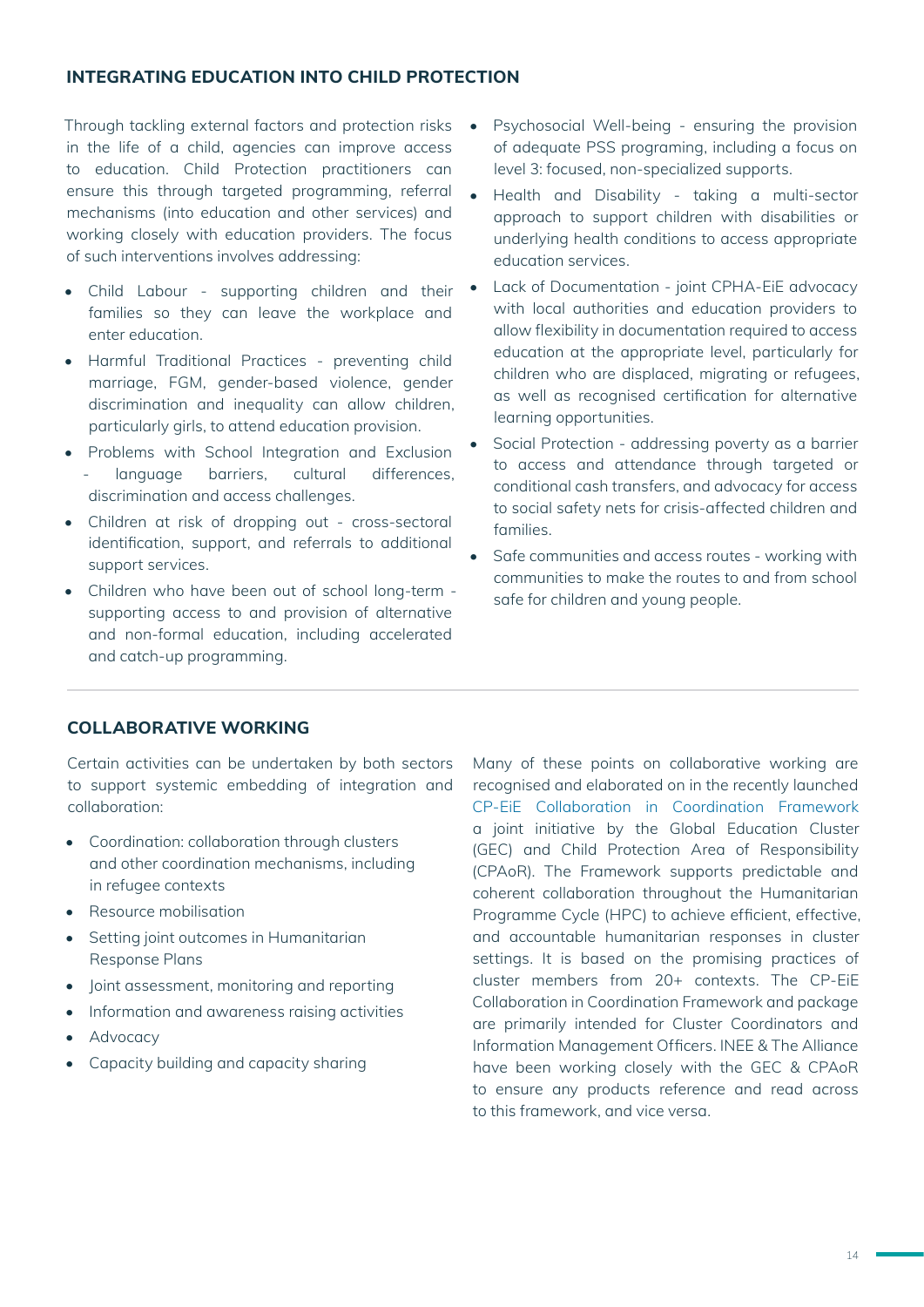## INTEGRATING EDUCATION INTO CHILD PROTECTION

Through tackling external factors and protection risks in the life of a child, agencies can improve access to education. Child Protection practitioners can ensure this through targeted programming, referral mechanisms (into education and other services) and working closely with education providers. The focus of such interventions involves addressing:

- Child Labour - supporting children and their families so they can leave the workplace and enter education.
- Harmful Traditional Practices - preventing child marriage, FGM, gender-based violence, gender discrimination and inequality can allow children, particularly girls, to attend education provision.
- Problems with School Integration and Exclusion - language barriers, cultural differences, discrimination and access challenges.
- Children at risk of dropping out - cross-sectoral identification, support, and referrals to additional support services.
- Children who have been out of school long-term - supporting access to and provision of alternative and non-formal education, including accelerated and catch-up programming.
- Psychosocial Well-being - ensuring the provision of adequate PSS programing, including a focus on level 3: focused, non-specialized supports.
- Health and Disability - taking a multi-sector approach to support children with disabilities or underlying health conditions to access appropriate education services.
- Lack of Documentation - joint CPHA-EiE advocacy with local authorities and education providers to allow flexibility in documentation required to access education at the appropriate level, particularly for children who are displaced, migrating or refugees, as well as recognised certification for alternative learning opportunities.
- Social Protection - addressing poverty as a barrier to access and attendance through targeted or conditional cash transfers, and advocacy for access to social safety nets for crisis-affected children and families.
- Safe communities and access routes - working with communities to make the routes to and from school safe for children and young people.

## COLLABORATIVE WORKING

Certain activities can be undertaken by both sectors to support systemic embedding of integration and collaboration:

- Coordination: collaboration through clusters and other coordination mechanisms, including in refugee contexts
- Resource mobilisation
- Setting joint outcomes in Humanitarian Response Plans
- Joint assessment, monitoring and reporting
- Information and awareness raising activities
- Advocacy
- Capacity building and capacity sharing

Many of these points on collaborative working are recognised and elaborated on in the recently launched CP-EiE Collaboration in Coordination Framework a joint initiative by the Global Education Cluster (GEC) and Child Protection Area of Responsibility (CPAoR). The Framework supports predictable and coherent collaboration throughout the Humanitarian Programme Cycle (HPC) to achieve efficient, effective, and accountable humanitarian responses in cluster settings. It is based on the promising practices of cluster members from 20+ contexts. The CP-EiE Collaboration in Coordination Framework and package are primarily intended for Cluster Coordinators and Information Management Officers. INEE & The Alliance have been working closely with the GEC & CPAoR to ensure any products reference and read across to this framework, and vice versa.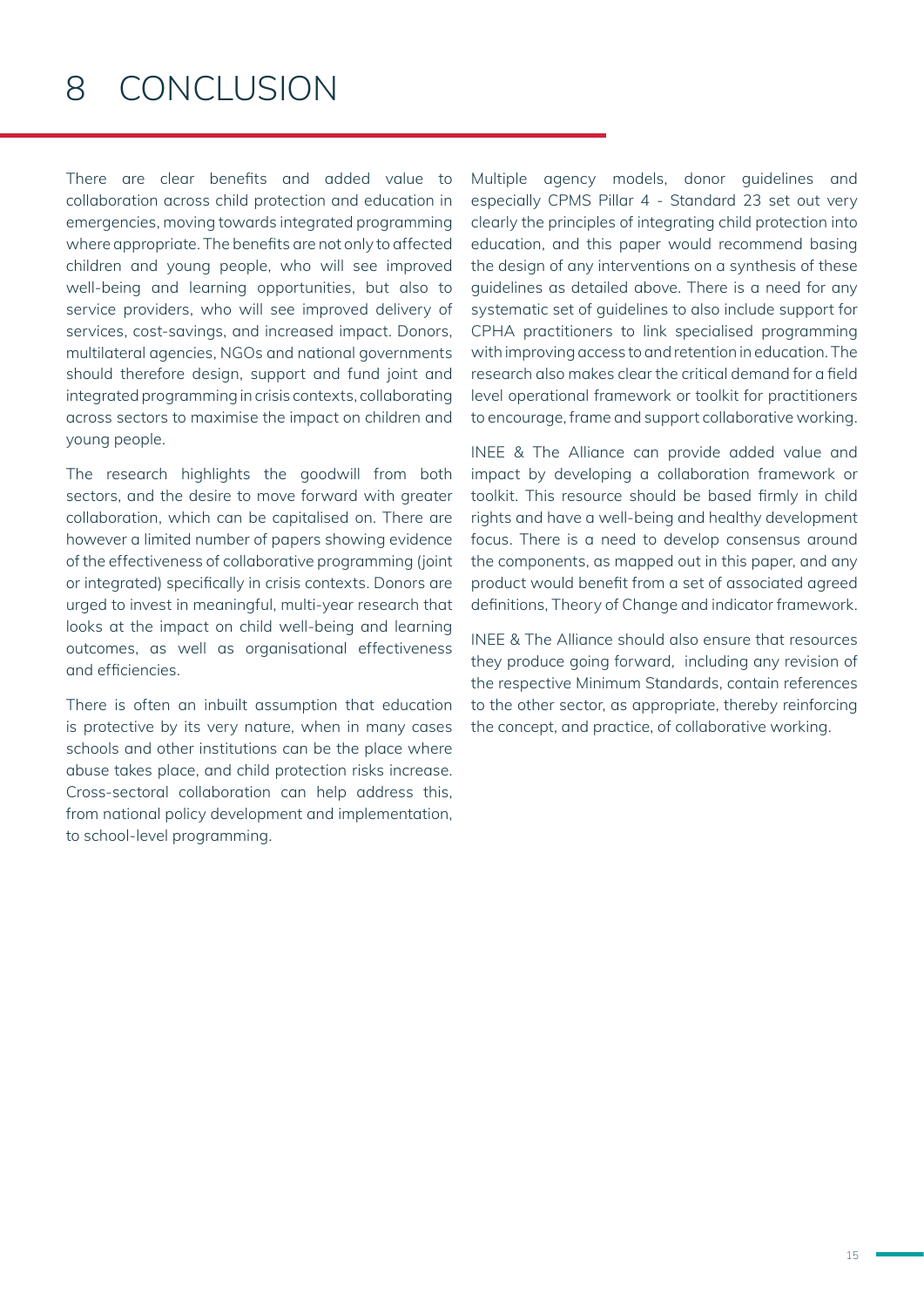# 8 CONCLUSION

There are clear benefits and added value to collaboration across child protection and education in emergencies, moving towards integrated programming where appropriate. The benefits are not only to affected children and young people, who will see improved well-being and learning opportunities, but also to service providers, who will see improved delivery of services, cost-savings, and increased impact. Donors, multilateral agencies, NGOs and national governments should therefore design, support and fund joint and integrated programming in crisis contexts, collaborating across sectors to maximise the impact on children and young people.

The research highlights the goodwill from both sectors, and the desire to move forward with greater collaboration, which can be capitalised on. There are however a limited number of papers showing evidence of the effectiveness of collaborative programming (joint or integrated) specifically in crisis contexts. Donors are urged to invest in meaningful, multi-year research that looks at the impact on child well-being and learning outcomes, as well as organisational effectiveness and efficiencies.

There is often an inbuilt assumption that education is protective by its very nature, when in many cases schools and other institutions can be the place where abuse takes place, and child protection risks increase. Cross-sectoral collaboration can help address this, from national policy development and implementation, to school-level programming.

Multiple agency models, donor guidelines and especially CPMS Pillar 4 - Standard 23 set out very clearly the principles of integrating child protection into education, and this paper would recommend basing the design of any interventions on a synthesis of these guidelines as detailed above. There is a need for any systematic set of guidelines to also include support for CPHA practitioners to link specialised programming with improving access to and retention in education. The research also makes clear the critical demand for a field level operational framework or toolkit for practitioners to encourage, frame and support collaborative working.

INEE & The Alliance can provide added value and impact by developing a collaboration framework or toolkit. This resource should be based firmly in child rights and have a well-being and healthy development focus. There is a need to develop consensus around the components, as mapped out in this paper, and any product would benefit from a set of associated agreed definitions, Theory of Change and indicator framework.

INEE & The Alliance should also ensure that resources they produce going forward, including any revision of the respective Minimum Standards, contain references to the other sector, as appropriate, thereby reinforcing the concept, and practice, of collaborative working.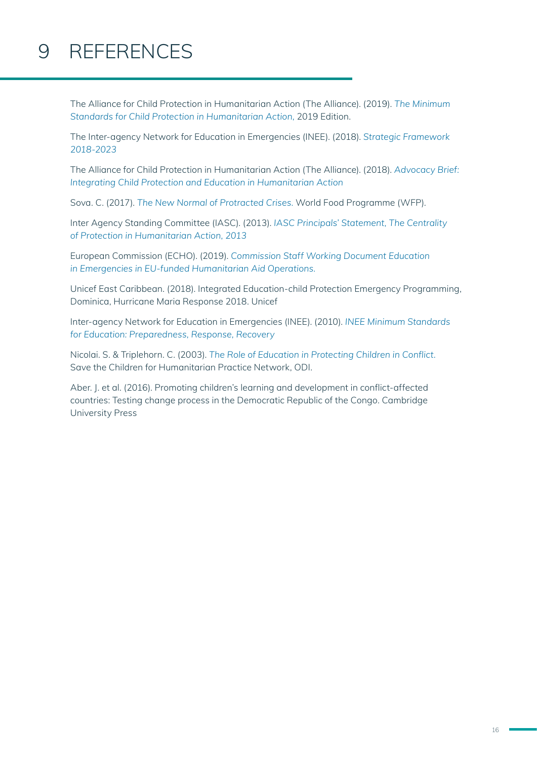# 9 REFERENCES

The Alliance for Child Protection in Humanitarian Action (The Alliance). (2019). *The Minimum Standards for Child Protection in Humanitarian Action,* 2019 Edition.

The Inter-agency Network for Education in Emergencies (INEE). (2018). *Strategic Framework 2018-2023*

The Alliance for Child Protection in Humanitarian Action (The Alliance). (2018). *Advocacy Brief: Integrating Child Protection and Education in Humanitarian Action*

Sova. C. (2017). *The New Normal of Protracted Crises.* World Food Programme (WFP).

Inter Agency Standing Committee (IASC). (2013). *IASC Principals' Statement, The Centrality of Protection in Humanitarian Action, 2013*

European Commission (ECHO). (2019). *Commission Staff Working Document Education in Emergencies in EU-funded Humanitarian Aid Operations.*

Unicef East Caribbean. (2018). Integrated Education-child Protection Emergency Programming, Dominica, Hurricane Maria Response 2018. Unicef

Inter-agency Network for Education in Emergencies (INEE). (2010). *INEE Minimum Standards for Education: Preparedness, Response, Recovery*

Nicolai. S. & Triplehorn. C. (2003). *The Role of Education in Protecting Children in Conflict.* Save the Children for Humanitarian Practice Network, ODI.

Aber. J. et al. (2016). Promoting children's learning and development in conflict-affected countries: Testing change process in the Democratic Republic of the Congo. Cambridge University Press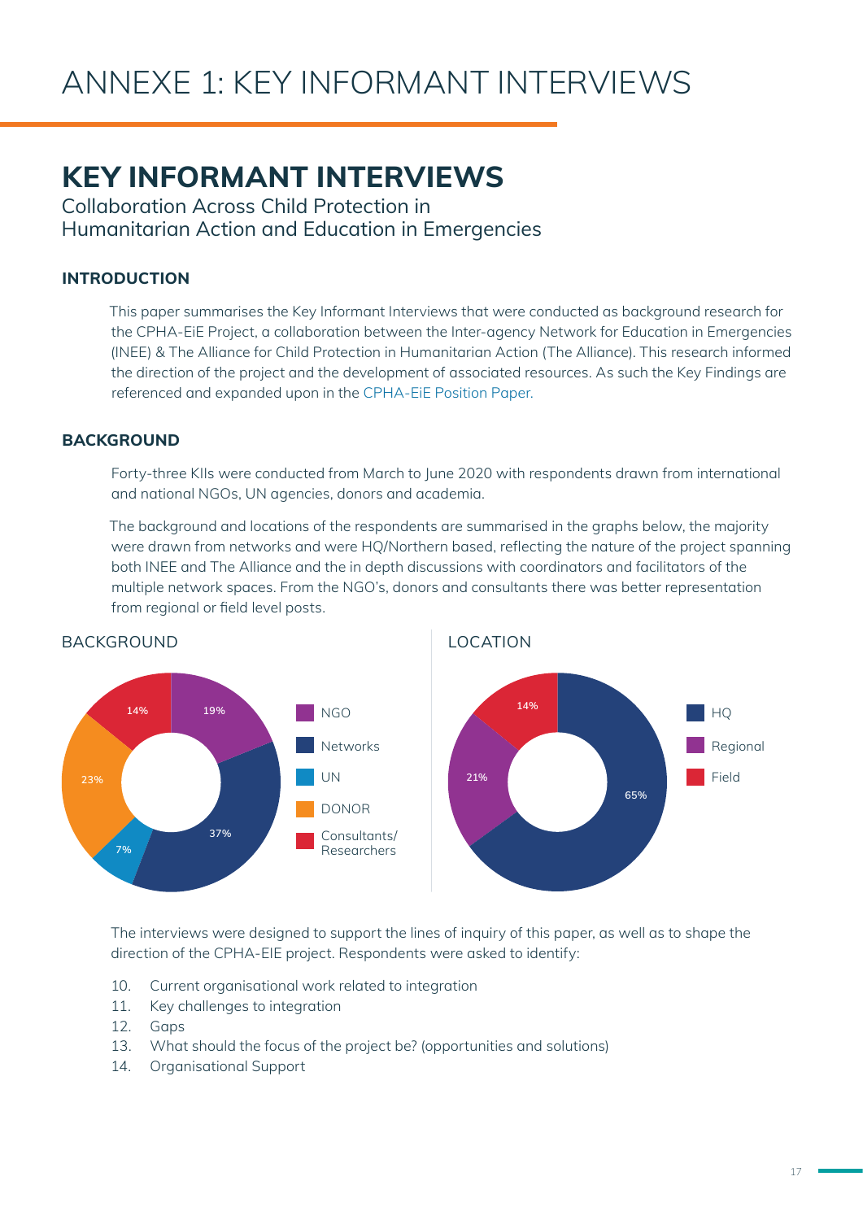# ANNEXE 1: KEY INFORMANT INTERVIEWS

## KEY INFORMANT INTERVIEWS

Collaboration Across Child Protection in Humanitarian Action and Education in Emergencies

### INTRODUCTION

This paper summarises the Key Informant Interviews that were conducted as background research for the CPHA-EiE Project, a collaboration between the Inter-agency Network for Education in Emergencies (INEE) & The Alliance for Child Protection in Humanitarian Action (The Alliance). This research informed the direction of the project and the development of associated resources. As such the Key Findings are referenced and expanded upon in the CPHA-EiE Position Paper.

### BACKGROUND

Forty-three KIIs were conducted from March to June 2020 with respondents drawn from international and national NGOs, UN agencies, donors and academia.

The background and locations of the respondents are summarised in the graphs below, the majority were drawn from networks and were HQ/Northern based, reflecting the nature of the project spanning both INEE and The Alliance and the in depth discussions with coordinators and facilitators of the multiple network spaces. From the NGO's, donors and consultants there was better representation from regional or field level posts.

BACKGROUND

| Background | % |
|---|---|
| NGO | 19% |
| Networks | 37% |
| UN | 7% |
| DONOR | 23% |
| Consultants/ Researchers | 14% |

LOCATION

| Location | % |
|---|---|
| HQ | 65% |
| Regional | 21% |
| Field | 14% |

The interviews were designed to support the lines of inquiry of this paper, as well as to shape the direction of the CPHA-EIE project. Respondents were asked to identify:

10. Current organisational work related to integration
11. Key challenges to integration
12. Gaps
13. What should the focus of the project be? (opportunities and solutions)
14. Organisational Support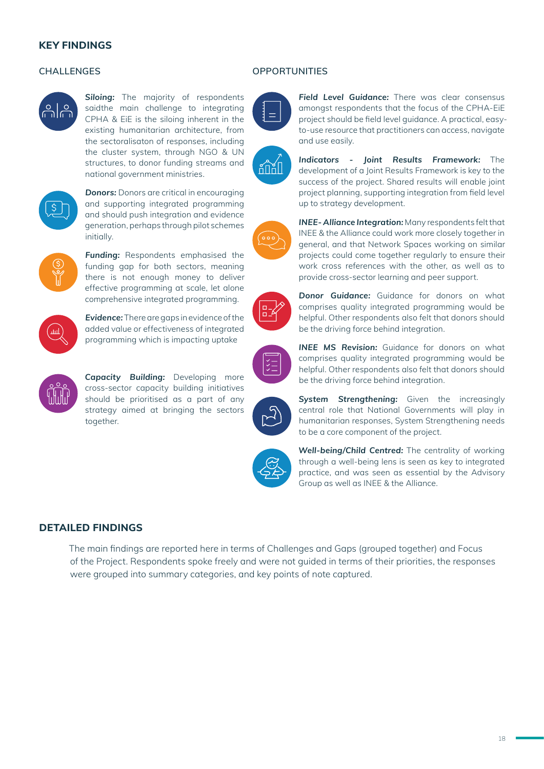## KEY FINDINGS

### CHALLENGES

***Siloing:*** The majority of respondents saidthe main challenge to integrating CPHA & EiE is the siloing inherent in the existing humanitarian architecture, from the sectoralisaton of responses, including the cluster system, through NGO & UN structures, to donor funding streams and national government ministries.

***Donors:*** Donors are critical in encouraging and supporting integrated programming and should push integration and evidence generation, perhaps through pilot schemes initially.

***Funding:*** Respondents emphasised the funding gap for both sectors, meaning there is not enough money to deliver effective programming at scale, let alone comprehensive integrated programming.

***Evidence:*** There are gaps in evidence of the added value or effectiveness of integrated programming which is impacting uptake

***Capacity Building:*** Developing more cross-sector capacity building initiatives should be prioritised as a part of any strategy aimed at bringing the sectors together.

### OPPORTUNITIES

***Field Level Guidance:*** There was clear consensus amongst respondents that the focus of the CPHA-EiE project should be field level guidance. A practical, easy-to-use resource that practitioners can access, navigate and use easily.

***Indicators - Joint Results Framework:*** The development of a Joint Results Framework is key to the success of the project. Shared results will enable joint project planning, supporting integration from field level up to strategy development.

***INEE- Alliance Integration:*** Many respondents felt that INEE & the Alliance could work more closely together in general, and that Network Spaces working on similar projects could come together regularly to ensure their work cross references with the other, as well as to provide cross-sector learning and peer support.

***Donor Guidance:*** Guidance for donors on what comprises quality integrated programming would be helpful. Other respondents also felt that donors should be the driving force behind integration.

***INEE MS Revision:*** Guidance for donors on what comprises quality integrated programming would be helpful. Other respondents also felt that donors should be the driving force behind integration.

***System Strengthening:*** Given the increasingly central role that National Governments will play in humanitarian responses, System Strengthening needs to be a core component of the project.

***Well-being/Child Centred:*** The centrality of working through a well-being lens is seen as key to integrated practice, and was seen as essential by the Advisory Group as well as INEE & the Alliance.

## DETAILED FINDINGS

The main findings are reported here in terms of Challenges and Gaps (grouped together) and Focus of the Project. Respondents spoke freely and were not guided in terms of their priorities, the responses were grouped into summary categories, and key points of note captured.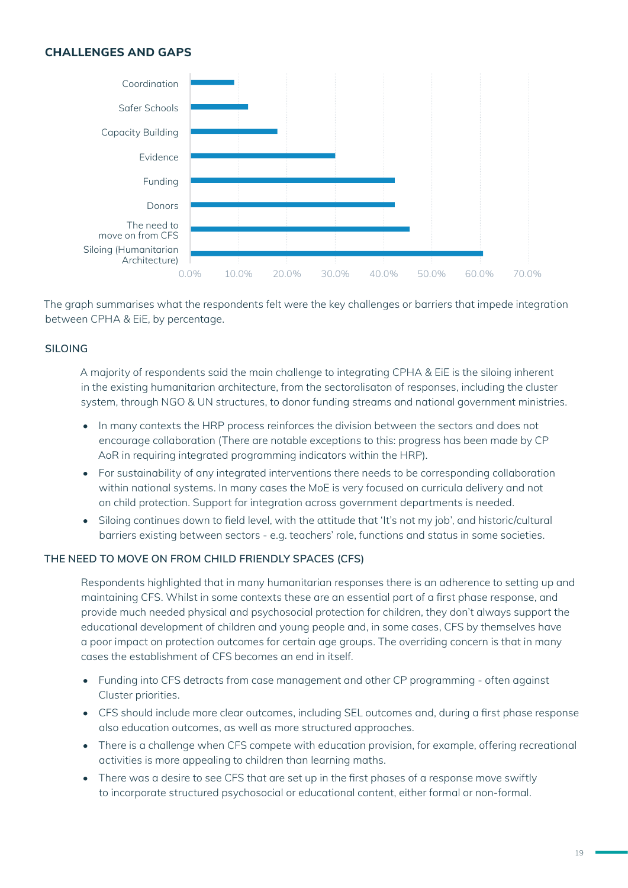## CHALLENGES AND GAPS

| Challenge | Percentage (approx.) |
|---|---|
| Coordination | ~9% |
| Safer Schools | ~12% |
| Capacity Building | ~18% |
| Evidence | ~30% |
| Funding | ~42% |
| Donors | ~42% |
| The need to move on from CFS | ~45% |
| Siloing (Humanitarian Architecture) | ~61% |

The graph summarises what the respondents felt were the key challenges or barriers that impede integration between CPHA & EiE, by percentage.

### SILOING

A majority of respondents said the main challenge to integrating CPHA & EiE is the siloing inherent in the existing humanitarian architecture, from the sectoralisaton of responses, including the cluster system, through NGO & UN structures, to donor funding streams and national government ministries.

- In many contexts the HRP process reinforces the division between the sectors and does not encourage collaboration (There are notable exceptions to this: progress has been made by CP AoR in requiring integrated programming indicators within the HRP).
- For sustainability of any integrated interventions there needs to be corresponding collaboration within national systems. In many cases the MoE is very focused on curricula delivery and not on child protection. Support for integration across government departments is needed.
- Siloing continues down to field level, with the attitude that 'It's not my job', and historic/cultural barriers existing between sectors - e.g. teachers' role, functions and status in some societies.

### THE NEED TO MOVE ON FROM CHILD FRIENDLY SPACES (CFS)

Respondents highlighted that in many humanitarian responses there is an adherence to setting up and maintaining CFS. Whilst in some contexts these are an essential part of a first phase response, and provide much needed physical and psychosocial protection for children, they don't always support the educational development of children and young people and, in some cases, CFS by themselves have a poor impact on protection outcomes for certain age groups. The overriding concern is that in many cases the establishment of CFS becomes an end in itself.

- Funding into CFS detracts from case management and other CP programming - often against Cluster priorities.
- CFS should include more clear outcomes, including SEL outcomes and, during a first phase response also education outcomes, as well as more structured approaches.
- There is a challenge when CFS compete with education provision, for example, offering recreational activities is more appealing to children than learning maths.
- There was a desire to see CFS that are set up in the first phases of a response move swiftly to incorporate structured psychosocial or educational content, either formal or non-formal.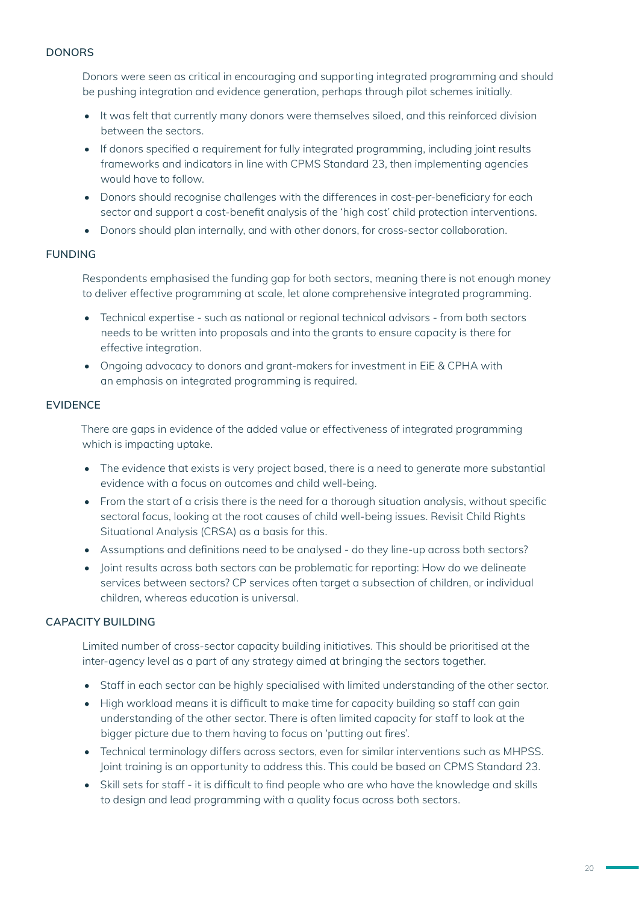#### DONORS

Donors were seen as critical in encouraging and supporting integrated programming and should be pushing integration and evidence generation, perhaps through pilot schemes initially.

- It was felt that currently many donors were themselves siloed, and this reinforced division between the sectors.
- If donors specified a requirement for fully integrated programming, including joint results frameworks and indicators in line with CPMS Standard 23, then implementing agencies would have to follow.
- Donors should recognise challenges with the differences in cost-per-beneficiary for each sector and support a cost-benefit analysis of the 'high cost' child protection interventions.
- Donors should plan internally, and with other donors, for cross-sector collaboration.

#### FUNDING

Respondents emphasised the funding gap for both sectors, meaning there is not enough money to deliver effective programming at scale, let alone comprehensive integrated programming.

- Technical expertise - such as national or regional technical advisors - from both sectors needs to be written into proposals and into the grants to ensure capacity is there for effective integration.
- Ongoing advocacy to donors and grant-makers for investment in EiE & CPHA with an emphasis on integrated programming is required.

#### EVIDENCE

There are gaps in evidence of the added value or effectiveness of integrated programming which is impacting uptake.

- The evidence that exists is very project based, there is a need to generate more substantial evidence with a focus on outcomes and child well-being.
- From the start of a crisis there is the need for a thorough situation analysis, without specific sectoral focus, looking at the root causes of child well-being issues. Revisit Child Rights Situational Analysis (CRSA) as a basis for this.
- Assumptions and definitions need to be analysed - do they line-up across both sectors?
- Joint results across both sectors can be problematic for reporting: How do we delineate services between sectors? CP services often target a subsection of children, or individual children, whereas education is universal.

#### CAPACITY BUILDING

Limited number of cross-sector capacity building initiatives. This should be prioritised at the inter-agency level as a part of any strategy aimed at bringing the sectors together.

- Staff in each sector can be highly specialised with limited understanding of the other sector.
- High workload means it is difficult to make time for capacity building so staff can gain understanding of the other sector. There is often limited capacity for staff to look at the bigger picture due to them having to focus on 'putting out fires'.
- Technical terminology differs across sectors, even for similar interventions such as MHPSS. Joint training is an opportunity to address this. This could be based on CPMS Standard 23.
- Skill sets for staff - it is difficult to find people who are who have the knowledge and skills to design and lead programming with a quality focus across both sectors.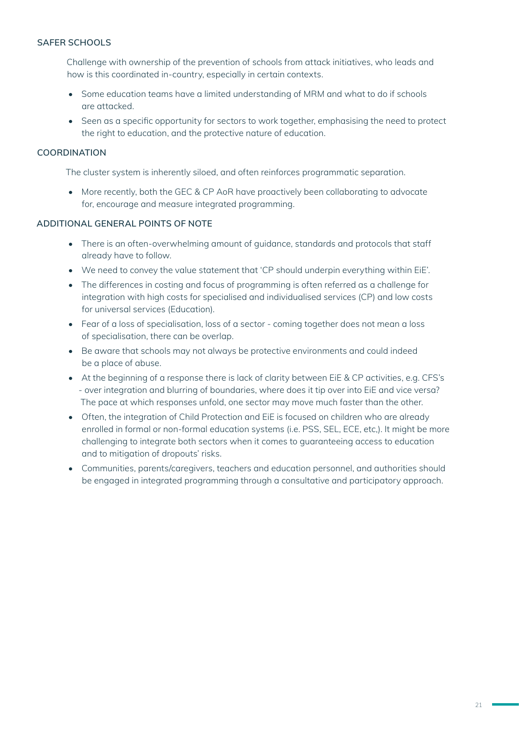### SAFER SCHOOLS

Challenge with ownership of the prevention of schools from attack initiatives, who leads and how is this coordinated in-country, especially in certain contexts.

- Some education teams have a limited understanding of MRM and what to do if schools are attacked.
- Seen as a specific opportunity for sectors to work together, emphasising the need to protect the right to education, and the protective nature of education.

### COORDINATION

The cluster system is inherently siloed, and often reinforces programmatic separation.

- More recently, both the GEC & CP AoR have proactively been collaborating to advocate for, encourage and measure integrated programming.

### ADDITIONAL GENERAL POINTS OF NOTE

- There is an often-overwhelming amount of guidance, standards and protocols that staff already have to follow.
- We need to convey the value statement that 'CP should underpin everything within EiE'.
- The differences in costing and focus of programming is often referred as a challenge for integration with high costs for specialised and individualised services (CP) and low costs for universal services (Education).
- Fear of a loss of specialisation, loss of a sector - coming together does not mean a loss of specialisation, there can be overlap.
- Be aware that schools may not always be protective environments and could indeed be a place of abuse.
- At the beginning of a response there is lack of clarity between EiE & CP activities, e.g. CFS's - over integration and blurring of boundaries, where does it tip over into EiE and vice versa? The pace at which responses unfold, one sector may move much faster than the other.
- Often, the integration of Child Protection and EiE is focused on children who are already enrolled in formal or non-formal education systems (i.e. PSS, SEL, ECE, etc,). It might be more challenging to integrate both sectors when it comes to guaranteeing access to education and to mitigation of dropouts' risks.
- Communities, parents/caregivers, teachers and education personnel, and authorities should be engaged in integrated programming through a consultative and participatory approach.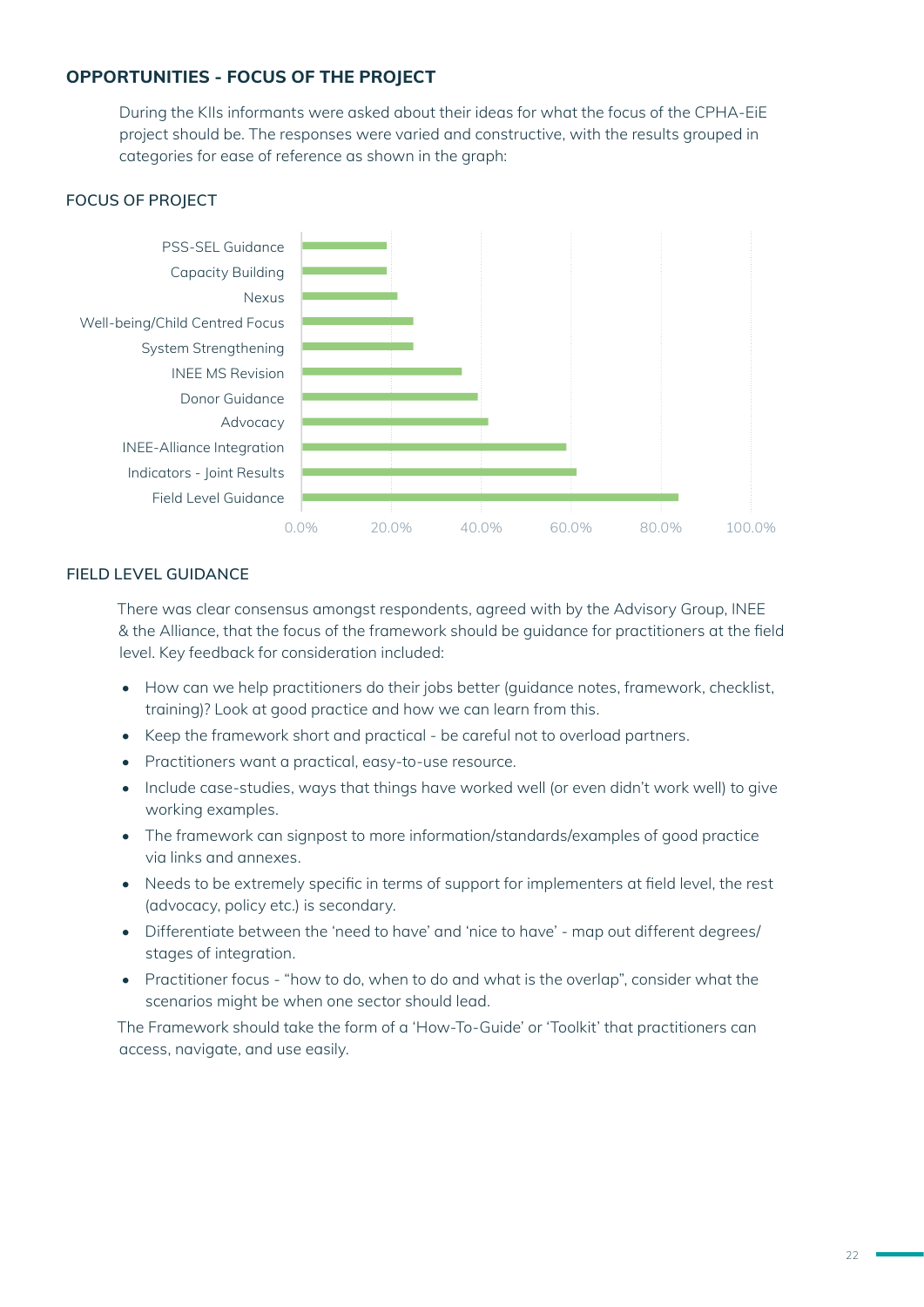## OPPORTUNITIES - FOCUS OF THE PROJECT

During the KIIs informants were asked about their ideas for what the focus of the CPHA-EiE project should be. The responses were varied and constructive, with the results grouped in categories for ease of reference as shown in the graph:

### FOCUS OF PROJECT

PSS-SEL Guidance
Capacity Building
Nexus
Well-being/Child Centred Focus
System Strengthening
INEE MS Revision
Donor Guidance
Advocacy
INEE-Alliance Integration
Indicators - Joint Results
Field Level Guidance

0.0% 20.0% 40.0% 60.0% 80.0% 100.0%

### FIELD LEVEL GUIDANCE

There was clear consensus amongst respondents, agreed with by the Advisory Group, INEE & the Alliance, that the focus of the framework should be guidance for practitioners at the field level. Key feedback for consideration included:

- How can we help practitioners do their jobs better (guidance notes, framework, checklist, training)? Look at good practice and how we can learn from this.
- Keep the framework short and practical - be careful not to overload partners.
- Practitioners want a practical, easy-to-use resource.
- Include case-studies, ways that things have worked well (or even didn't work well) to give working examples.
- The framework can signpost to more information/standards/examples of good practice via links and annexes.
- Needs to be extremely specific in terms of support for implementers at field level, the rest (advocacy, policy etc.) is secondary.
- Differentiate between the 'need to have' and 'nice to have' - map out different degrees/stages of integration.
- Practitioner focus - "how to do, when to do and what is the overlap", consider what the scenarios might be when one sector should lead.

The Framework should take the form of a 'How-To-Guide' or 'Toolkit' that practitioners can access, navigate, and use easily.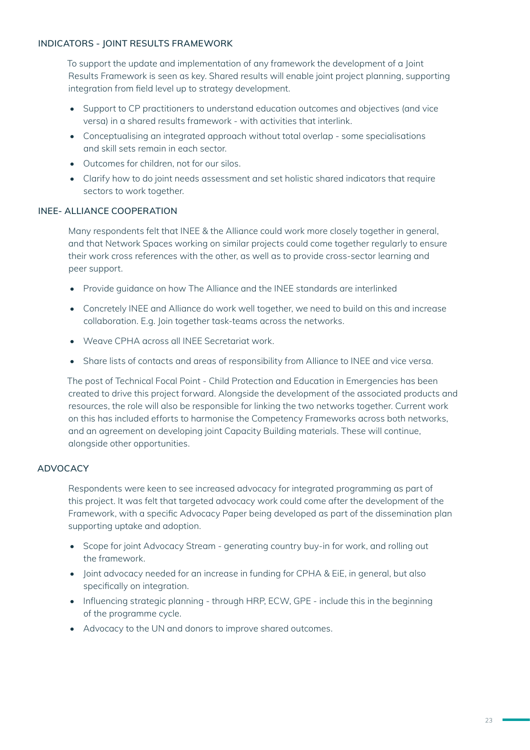### INDICATORS - JOINT RESULTS FRAMEWORK

To support the update and implementation of any framework the development of a Joint Results Framework is seen as key. Shared results will enable joint project planning, supporting integration from field level up to strategy development.

- Support to CP practitioners to understand education outcomes and objectives (and vice versa) in a shared results framework - with activities that interlink.
- Conceptualising an integrated approach without total overlap - some specialisations and skill sets remain in each sector.
- Outcomes for children, not for our silos.
- Clarify how to do joint needs assessment and set holistic shared indicators that require sectors to work together.

### INEE- ALLIANCE COOPERATION

Many respondents felt that INEE & the Alliance could work more closely together in general, and that Network Spaces working on similar projects could come together regularly to ensure their work cross references with the other, as well as to provide cross-sector learning and peer support.

- Provide guidance on how The Alliance and the INEE standards are interlinked
- Concretely INEE and Alliance do work well together, we need to build on this and increase collaboration. E.g. Join together task-teams across the networks.
- Weave CPHA across all INEE Secretariat work.
- Share lists of contacts and areas of responsibility from Alliance to INEE and vice versa.

The post of Technical Focal Point - Child Protection and Education in Emergencies has been created to drive this project forward. Alongside the development of the associated products and resources, the role will also be responsible for linking the two networks together. Current work on this has included efforts to harmonise the Competency Frameworks across both networks, and an agreement on developing joint Capacity Building materials. These will continue, alongside other opportunities.

### ADVOCACY

Respondents were keen to see increased advocacy for integrated programming as part of this project. It was felt that targeted advocacy work could come after the development of the Framework, with a specific Advocacy Paper being developed as part of the dissemination plan supporting uptake and adoption.

- Scope for joint Advocacy Stream - generating country buy-in for work, and rolling out the framework.
- Joint advocacy needed for an increase in funding for CPHA & EiE, in general, but also specifically on integration.
- Influencing strategic planning - through HRP, ECW, GPE - include this in the beginning of the programme cycle.
- Advocacy to the UN and donors to improve shared outcomes.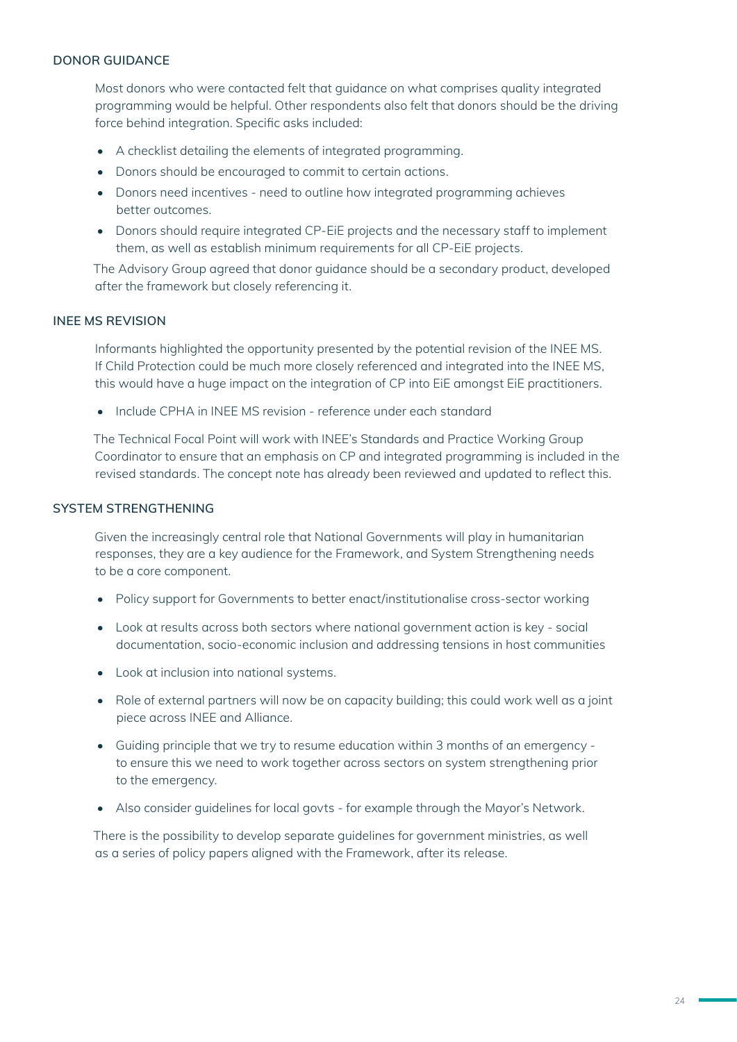### DONOR GUIDANCE

Most donors who were contacted felt that guidance on what comprises quality integrated programming would be helpful. Other respondents also felt that donors should be the driving force behind integration. Specific asks included:

- A checklist detailing the elements of integrated programming.
- Donors should be encouraged to commit to certain actions.
- Donors need incentives - need to outline how integrated programming achieves better outcomes.
- Donors should require integrated CP-EiE projects and the necessary staff to implement them, as well as establish minimum requirements for all CP-EiE projects.

The Advisory Group agreed that donor guidance should be a secondary product, developed after the framework but closely referencing it.

### INEE MS REVISION

Informants highlighted the opportunity presented by the potential revision of the INEE MS. If Child Protection could be much more closely referenced and integrated into the INEE MS, this would have a huge impact on the integration of CP into EiE amongst EiE practitioners.

- Include CPHA in INEE MS revision - reference under each standard

The Technical Focal Point will work with INEE's Standards and Practice Working Group Coordinator to ensure that an emphasis on CP and integrated programming is included in the revised standards. The concept note has already been reviewed and updated to reflect this.

### SYSTEM STRENGTHENING

Given the increasingly central role that National Governments will play in humanitarian responses, they are a key audience for the Framework, and System Strengthening needs to be a core component.

- Policy support for Governments to better enact/institutionalise cross-sector working
- Look at results across both sectors where national government action is key - social documentation, socio-economic inclusion and addressing tensions in host communities
- Look at inclusion into national systems.
- Role of external partners will now be on capacity building; this could work well as a joint piece across INEE and Alliance.
- Guiding principle that we try to resume education within 3 months of an emergency - to ensure this we need to work together across sectors on system strengthening prior to the emergency.
- Also consider guidelines for local govts - for example through the Mayor's Network.

There is the possibility to develop separate guidelines for government ministries, as well as a series of policy papers aligned with the Framework, after its release.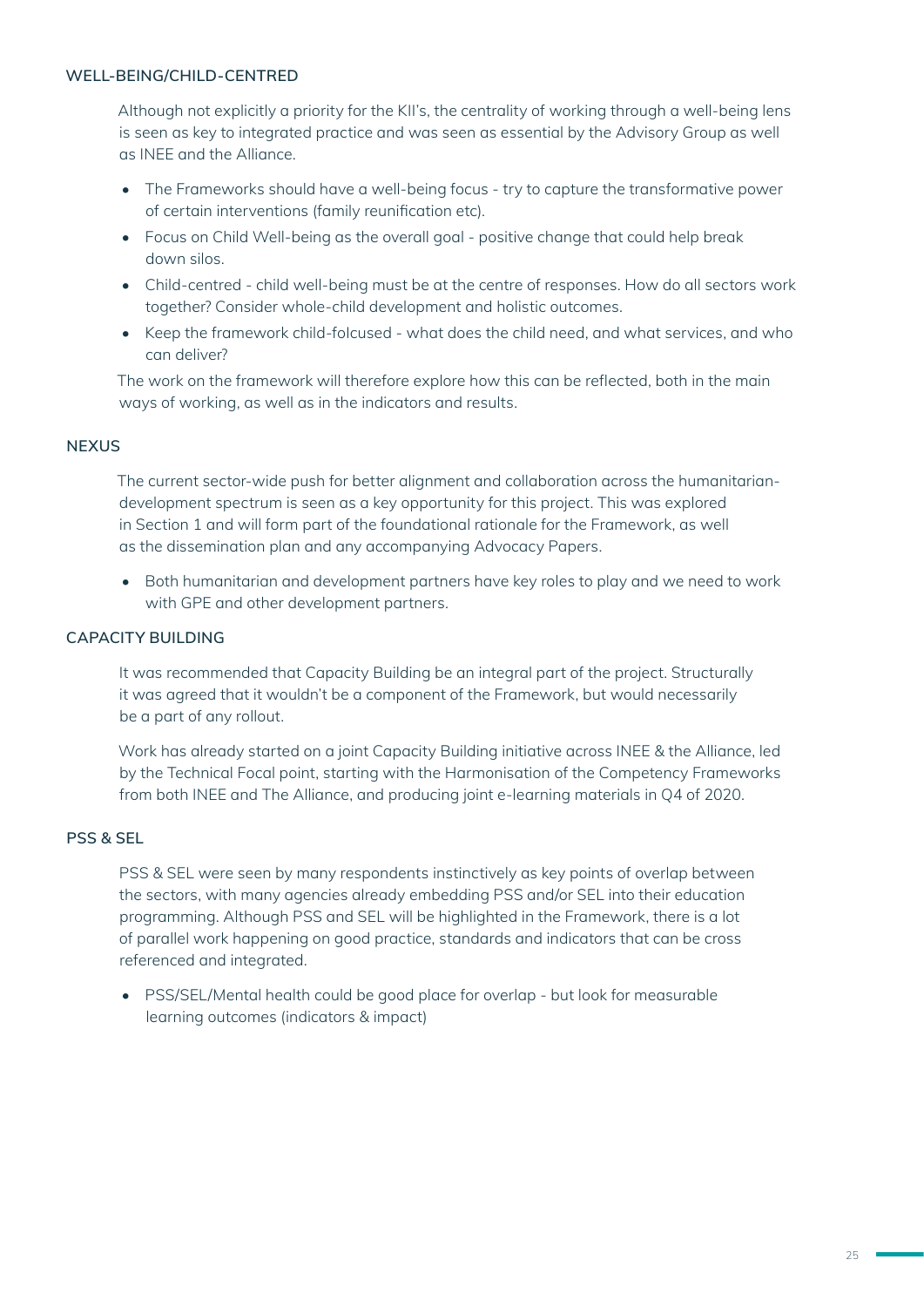### WELL-BEING/CHILD-CENTRED

Although not explicitly a priority for the KII's, the centrality of working through a well-being lens is seen as key to integrated practice and was seen as essential by the Advisory Group as well as INEE and the Alliance.

- The Frameworks should have a well-being focus - try to capture the transformative power of certain interventions (family reunification etc).
- Focus on Child Well-being as the overall goal - positive change that could help break down silos.
- Child-centred - child well-being must be at the centre of responses. How do all sectors work together? Consider whole-child development and holistic outcomes.
- Keep the framework child-folcused - what does the child need, and what services, and who can deliver?

The work on the framework will therefore explore how this can be reflected, both in the main ways of working, as well as in the indicators and results.

### NEXUS

The current sector-wide push for better alignment and collaboration across the humanitarian-development spectrum is seen as a key opportunity for this project. This was explored in Section 1 and will form part of the foundational rationale for the Framework, as well as the dissemination plan and any accompanying Advocacy Papers.

- Both humanitarian and development partners have key roles to play and we need to work with GPE and other development partners.

### CAPACITY BUILDING

It was recommended that Capacity Building be an integral part of the project. Structurally it was agreed that it wouldn't be a component of the Framework, but would necessarily be a part of any rollout.

Work has already started on a joint Capacity Building initiative across INEE & the Alliance, led by the Technical Focal point, starting with the Harmonisation of the Competency Frameworks from both INEE and The Alliance, and producing joint e-learning materials in Q4 of 2020.

### PSS & SEL

PSS & SEL were seen by many respondents instinctively as key points of overlap between the sectors, with many agencies already embedding PSS and/or SEL into their education programming. Although PSS and SEL will be highlighted in the Framework, there is a lot of parallel work happening on good practice, standards and indicators that can be cross referenced and integrated.

- PSS/SEL/Mental health could be good place for overlap - but look for measurable learning outcomes (indicators & impact)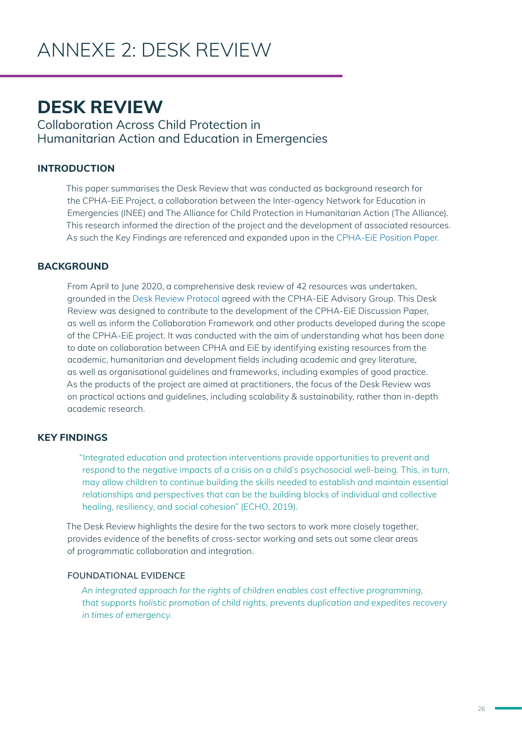# ANNEXE 2: DESK REVIEW

## DESK REVIEW

Collaboration Across Child Protection in Humanitarian Action and Education in Emergencies

### INTRODUCTION

This paper summarises the Desk Review that was conducted as background research for the CPHA-EiE Project, a collaboration between the Inter-agency Network for Education in Emergencies (INEE) and The Alliance for Child Protection in Humanitarian Action (The Alliance). This research informed the direction of the project and the development of associated resources. As such the Key Findings are referenced and expanded upon in the CPHA-EiE Position Paper.

### BACKGROUND

From April to June 2020, a comprehensive desk review of 42 resources was undertaken, grounded in the Desk Review Protocol agreed with the CPHA-EiE Advisory Group. This Desk Review was designed to contribute to the development of the CPHA-EiE Discussion Paper, as well as inform the Collaboration Framework and other products developed during the scope of the CPHA-EiE project. It was conducted with the aim of understanding what has been done to date on collaboration between CPHA and EiE by identifying existing resources from the academic, humanitarian and development fields including academic and grey literature, as well as organisational guidelines and frameworks, including examples of good practice. As the products of the project are aimed at practitioners, the focus of the Desk Review was on practical actions and guidelines, including scalability & sustainability, rather than in-depth academic research.

### KEY FINDINGS

> "Integrated education and protection interventions provide opportunities to prevent and respond to the negative impacts of a crisis on a child's psychosocial well-being. This, in turn, may allow children to continue building the skills needed to establish and maintain essential relationships and perspectives that can be the building blocks of individual and collective healing, resiliency, and social cohesion" (ECHO, 2019).

The Desk Review highlights the desire for the two sectors to work more closely together, provides evidence of the benefits of cross-sector working and sets out some clear areas of programmatic collaboration and integration.

#### FOUNDATIONAL EVIDENCE

*An integrated approach for the rights of children enables cost effective programming, that supports holistic promotion of child rights, prevents duplication and expedites recovery in times of emergency.*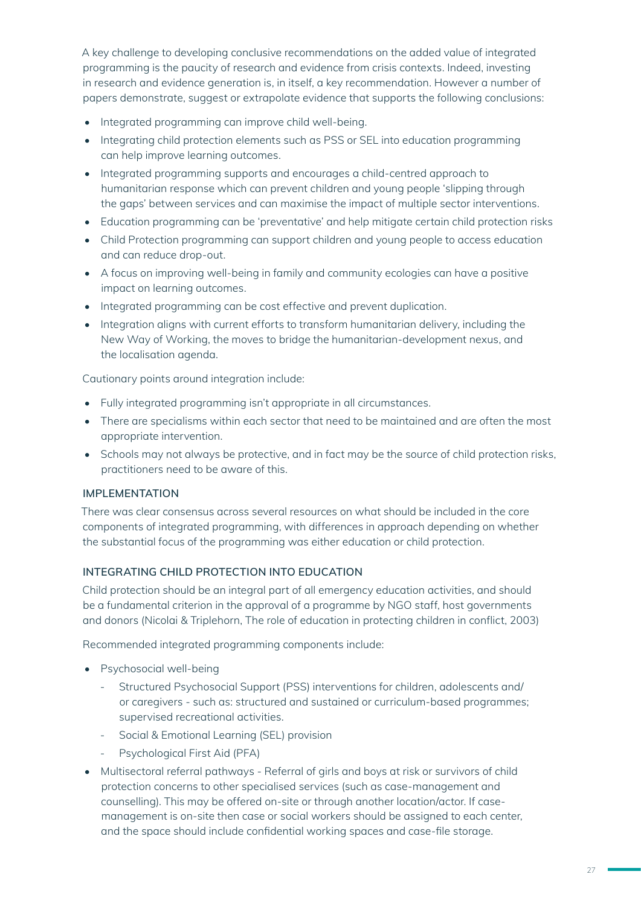A key challenge to developing conclusive recommendations on the added value of integrated programming is the paucity of research and evidence from crisis contexts. Indeed, investing in research and evidence generation is, in itself, a key recommendation. However a number of papers demonstrate, suggest or extrapolate evidence that supports the following conclusions:

- Integrated programming can improve child well-being.
- Integrating child protection elements such as PSS or SEL into education programming can help improve learning outcomes.
- Integrated programming supports and encourages a child-centred approach to humanitarian response which can prevent children and young people 'slipping through the gaps' between services and can maximise the impact of multiple sector interventions.
- Education programming can be 'preventative' and help mitigate certain child protection risks
- Child Protection programming can support children and young people to access education and can reduce drop-out.
- A focus on improving well-being in family and community ecologies can have a positive impact on learning outcomes.
- Integrated programming can be cost effective and prevent duplication.
- Integration aligns with current efforts to transform humanitarian delivery, including the New Way of Working, the moves to bridge the humanitarian-development nexus, and the localisation agenda.

Cautionary points around integration include:

- Fully integrated programming isn't appropriate in all circumstances.
- There are specialisms within each sector that need to be maintained and are often the most appropriate intervention.
- Schools may not always be protective, and in fact may be the source of child protection risks, practitioners need to be aware of this.

### IMPLEMENTATION

There was clear consensus across several resources on what should be included in the core components of integrated programming, with differences in approach depending on whether the substantial focus of the programming was either education or child protection.

### INTEGRATING CHILD PROTECTION INTO EDUCATION

Child protection should be an integral part of all emergency education activities, and should be a fundamental criterion in the approval of a programme by NGO staff, host governments and donors (Nicolai & Triplehorn, The role of education in protecting children in conflict, 2003)

Recommended integrated programming components include:

- Psychosocial well-being
  - Structured Psychosocial Support (PSS) interventions for children, adolescents and/or caregivers - such as: structured and sustained or curriculum-based programmes; supervised recreational activities.
  - Social & Emotional Learning (SEL) provision
  - Psychological First Aid (PFA)
- Multisectoral referral pathways - Referral of girls and boys at risk or survivors of child protection concerns to other specialised services (such as case-management and counselling). This may be offered on-site or through another location/actor. If case-management is on-site then case or social workers should be assigned to each center, and the space should include confidential working spaces and case-file storage.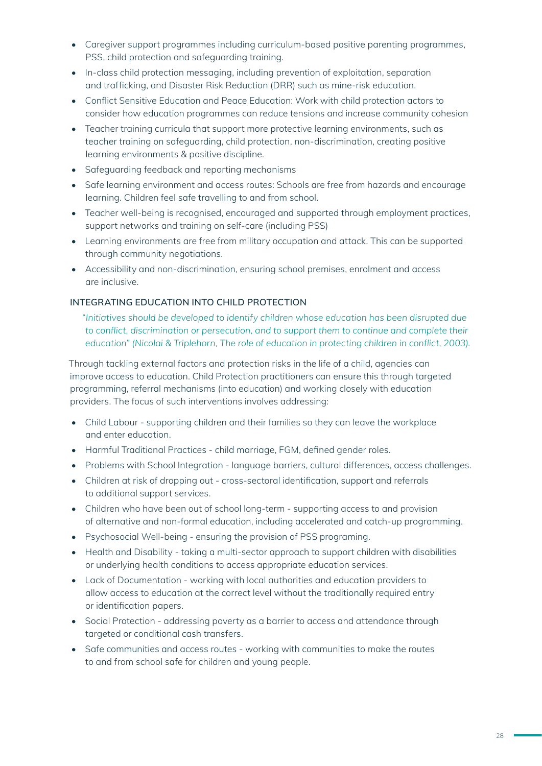- Caregiver support programmes including curriculum-based positive parenting programmes, PSS, child protection and safeguarding training.
- In-class child protection messaging, including prevention of exploitation, separation and trafficking, and Disaster Risk Reduction (DRR) such as mine-risk education.
- Conflict Sensitive Education and Peace Education: Work with child protection actors to consider how education programmes can reduce tensions and increase community cohesion
- Teacher training curricula that support more protective learning environments, such as teacher training on safeguarding, child protection, non-discrimination, creating positive learning environments & positive discipline.
- Safeguarding feedback and reporting mechanisms
- Safe learning environment and access routes: Schools are free from hazards and encourage learning. Children feel safe travelling to and from school.
- Teacher well-being is recognised, encouraged and supported through employment practices, support networks and training on self-care (including PSS)
- Learning environments are free from military occupation and attack. This can be supported through community negotiations.
- Accessibility and non-discrimination, ensuring school premises, enrolment and access are inclusive.

### INTEGRATING EDUCATION INTO CHILD PROTECTION

*"Initiatives should be developed to identify children whose education has been disrupted due to conflict, discrimination or persecution, and to support them to continue and complete their education" (Nicolai & Triplehorn, The role of education in protecting children in conflict, 2003).*

Through tackling external factors and protection risks in the life of a child, agencies can improve access to education. Child Protection practitioners can ensure this through targeted programming, referral mechanisms (into education) and working closely with education providers. The focus of such interventions involves addressing:

- Child Labour - supporting children and their families so they can leave the workplace and enter education.
- Harmful Traditional Practices - child marriage, FGM, defined gender roles.
- Problems with School Integration - language barriers, cultural differences, access challenges.
- Children at risk of dropping out - cross-sectoral identification, support and referrals to additional support services.
- Children who have been out of school long-term - supporting access to and provision of alternative and non-formal education, including accelerated and catch-up programming.
- Psychosocial Well-being - ensuring the provision of PSS programing.
- Health and Disability - taking a multi-sector approach to support children with disabilities or underlying health conditions to access appropriate education services.
- Lack of Documentation - working with local authorities and education providers to allow access to education at the correct level without the traditionally required entry or identification papers.
- Social Protection - addressing poverty as a barrier to access and attendance through targeted or conditional cash transfers.
- Safe communities and access routes - working with communities to make the routes to and from school safe for children and young people.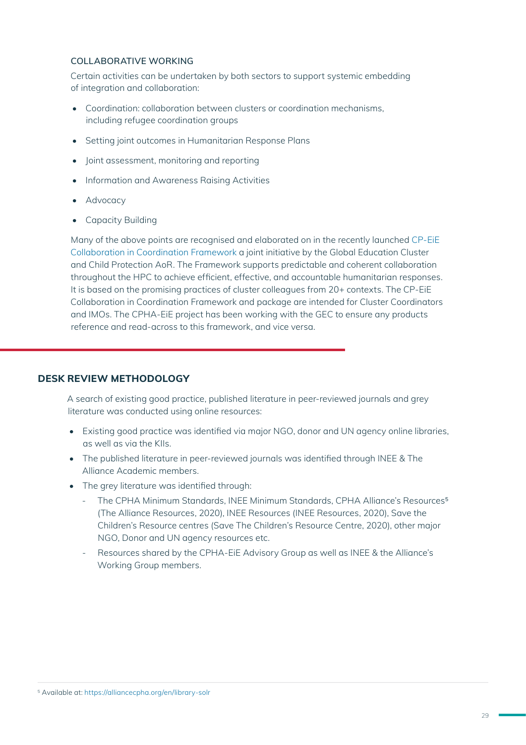### COLLABORATIVE WORKING

Certain activities can be undertaken by both sectors to support systemic embedding of integration and collaboration:

- Coordination: collaboration between clusters or coordination mechanisms, including refugee coordination groups
- Setting joint outcomes in Humanitarian Response Plans
- Joint assessment, monitoring and reporting
- Information and Awareness Raising Activities
- Advocacy
- Capacity Building

Many of the above points are recognised and elaborated on in the recently launched CP-EiE Collaboration in Coordination Framework a joint initiative by the Global Education Cluster and Child Protection AoR. The Framework supports predictable and coherent collaboration throughout the HPC to achieve efficient, effective, and accountable humanitarian responses. It is based on the promising practices of cluster colleagues from 20+ contexts. The CP-EiE Collaboration in Coordination Framework and package are intended for Cluster Coordinators and IMOs. The CPHA-EiE project has been working with the GEC to ensure any products reference and read-across to this framework, and vice versa.

## DESK REVIEW METHODOLOGY

A search of existing good practice, published literature in peer-reviewed journals and grey literature was conducted using online resources:

- Existing good practice was identified via major NGO, donor and UN agency online libraries, as well as via the KIIs.
- The published literature in peer-reviewed journals was identified through INEE & The Alliance Academic members.
- The grey literature was identified through:
  - The CPHA Minimum Standards, INEE Minimum Standards, CPHA Alliance's Resources[5] (The Alliance Resources, 2020), INEE Resources (INEE Resources, 2020), Save the Children's Resource centres (Save The Children's Resource Centre, 2020), other major NGO, Donor and UN agency resources etc.
  - Resources shared by the CPHA-EiE Advisory Group as well as INEE & the Alliance's Working Group members.

[5] Available at: https://alliancecpha.org/en/library-solr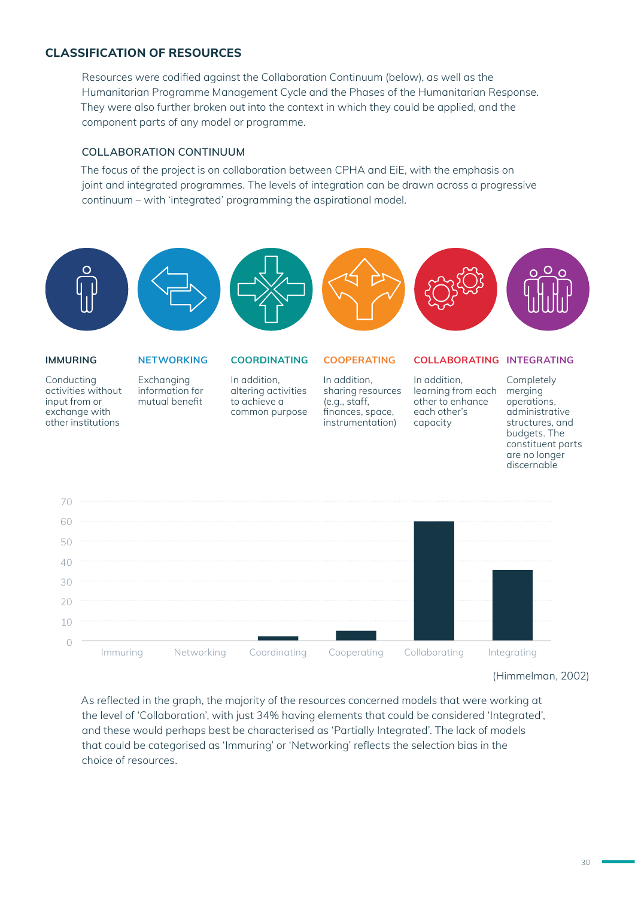## CLASSIFICATION OF RESOURCES

Resources were codified against the Collaboration Continuum (below), as well as the Humanitarian Programme Management Cycle and the Phases of the Humanitarian Response. They were also further broken out into the context in which they could be applied, and the component parts of any model or programme.

### COLLABORATION CONTINUUM

The focus of the project is on collaboration between CPHA and EiE, with the emphasis on joint and integrated programmes. The levels of integration can be drawn across a progressive continuum – with 'integrated' programming the aspirational model.

| IMMURING | NETWORKING | COORDINATING | COOPERATING | COLLABORATING | INTEGRATING |
|---|---|---|---|---|---|
| Conducting activities without input from or exchange with other institutions | Exchanging information for mutual benefit | In addition, altering activities to achieve a common purpose | In addition, sharing resources (e.g., staff, finances, space, instrumentation) | In addition, learning from each other to enhance each other's capacity | Completely merging operations, administrative structures, and budgets. The constituent parts are no longer discernable |

(Himmelman, 2002)

As reflected in the graph, the majority of the resources concerned models that were working at the level of 'Collaboration', with just 34% having elements that could be considered 'Integrated', and these would perhaps best be characterised as 'Partially Integrated'. The lack of models that could be categorised as 'Immuring' or 'Networking' reflects the selection bias in the choice of resources.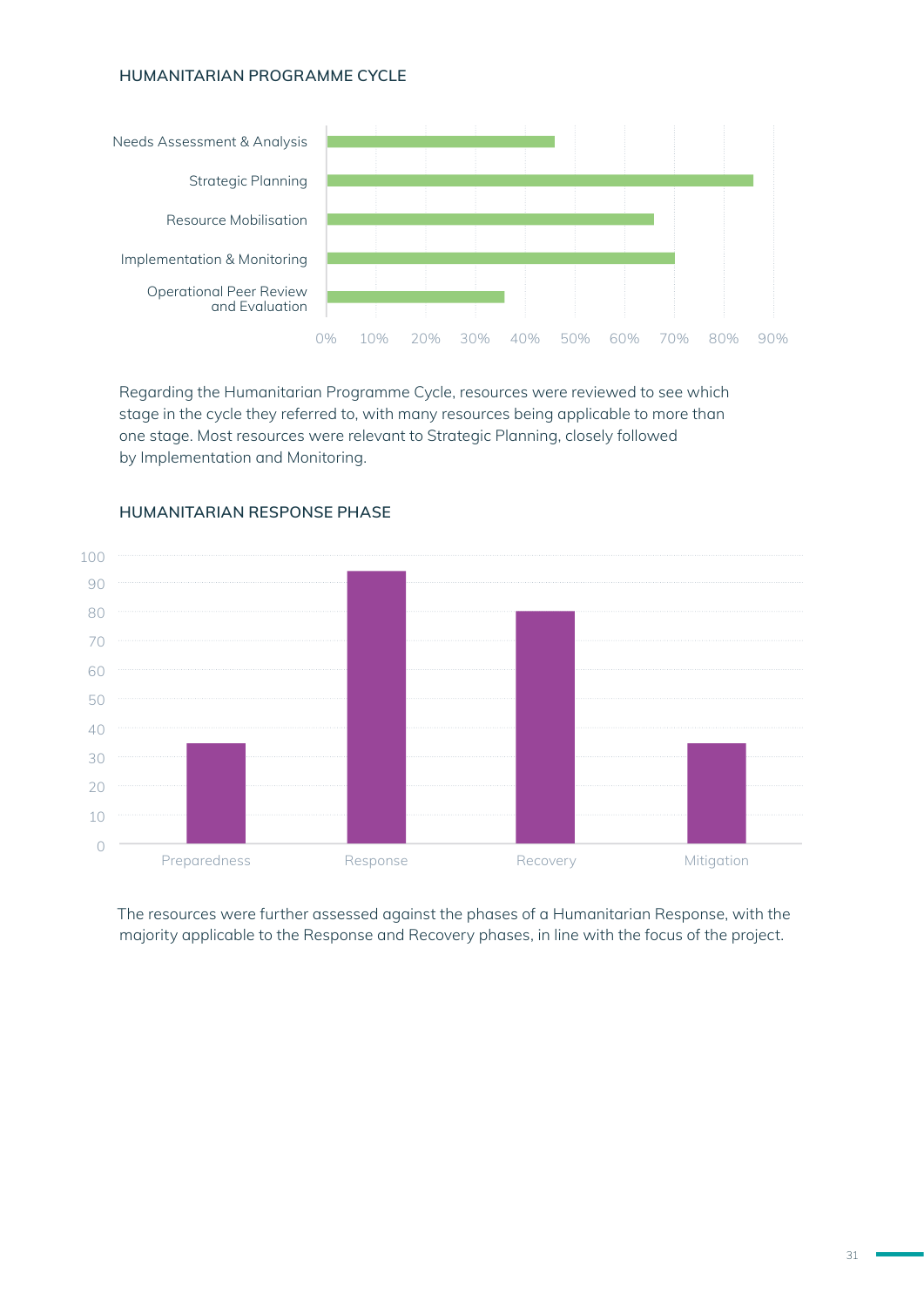### HUMANITARIAN PROGRAMME CYCLE

Regarding the Humanitarian Programme Cycle, resources were reviewed to see which stage in the cycle they referred to, with many resources being applicable to more than one stage. Most resources were relevant to Strategic Planning, closely followed by Implementation and Monitoring.

### HUMANITARIAN RESPONSE PHASE

The resources were further assessed against the phases of a Humanitarian Response, with the majority applicable to the Response and Recovery phases, in line with the focus of the project.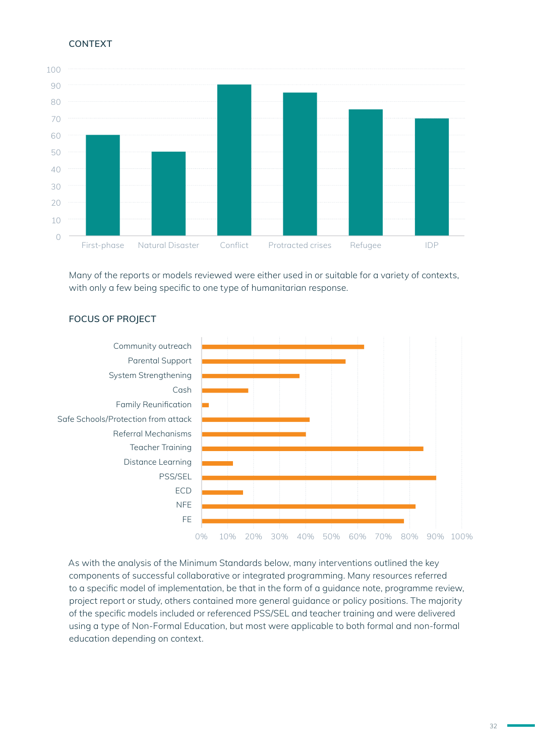### CONTEXT

Many of the reports or models reviewed were either used in or suitable for a variety of contexts, with only a few being specific to one type of humanitarian response.

### FOCUS OF PROJECT

As with the analysis of the Minimum Standards below, many interventions outlined the key components of successful collaborative or integrated programming. Many resources referred to a specific model of implementation, be that in the form of a guidance note, programme review, project report or study, others contained more general guidance or policy positions. The majority of the specific models included or referenced PSS/SEL and teacher training and were delivered using a type of Non-Formal Education, but most were applicable to both formal and non-formal education depending on context.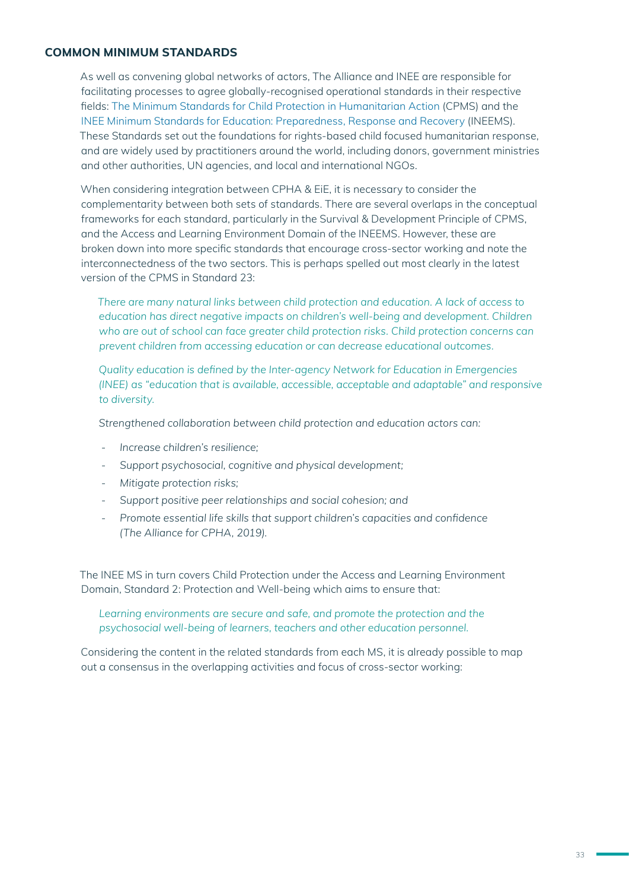## COMMON MINIMUM STANDARDS

As well as convening global networks of actors, The Alliance and INEE are responsible for facilitating processes to agree globally-recognised operational standards in their respective fields: The Minimum Standards for Child Protection in Humanitarian Action (CPMS) and the INEE Minimum Standards for Education: Preparedness, Response and Recovery (INEEMS). These Standards set out the foundations for rights-based child focused humanitarian response, and are widely used by practitioners around the world, including donors, government ministries and other authorities, UN agencies, and local and international NGOs.

When considering integration between CPHA & EiE, it is necessary to consider the complementarity between both sets of standards. There are several overlaps in the conceptual frameworks for each standard, particularly in the Survival & Development Principle of CPMS, and the Access and Learning Environment Domain of the INEEMS. However, these are broken down into more specific standards that encourage cross-sector working and note the interconnectedness of the two sectors. This is perhaps spelled out most clearly in the latest version of the CPMS in Standard 23:

> *There are many natural links between child protection and education. A lack of access to education has direct negative impacts on children's well-being and development. Children who are out of school can face greater child protection risks. Child protection concerns can prevent children from accessing education or can decrease educational outcomes.*
>
> *Quality education is defined by the Inter-agency Network for Education in Emergencies (INEE) as "education that is available, accessible, acceptable and adaptable" and responsive to diversity.*
>
> *Strengthened collaboration between child protection and education actors can:*
>
> - *Increase children's resilience;*
> - *Support psychosocial, cognitive and physical development;*
> - *Mitigate protection risks;*
> - *Support positive peer relationships and social cohesion; and*
> - *Promote essential life skills that support children's capacities and confidence (The Alliance for CPHA, 2019).*

The INEE MS in turn covers Child Protection under the Access and Learning Environment Domain, Standard 2: Protection and Well-being which aims to ensure that:

> *Learning environments are secure and safe, and promote the protection and the psychosocial well-being of learners, teachers and other education personnel.*

Considering the content in the related standards from each MS, it is already possible to map out a consensus in the overlapping activities and focus of cross-sector working: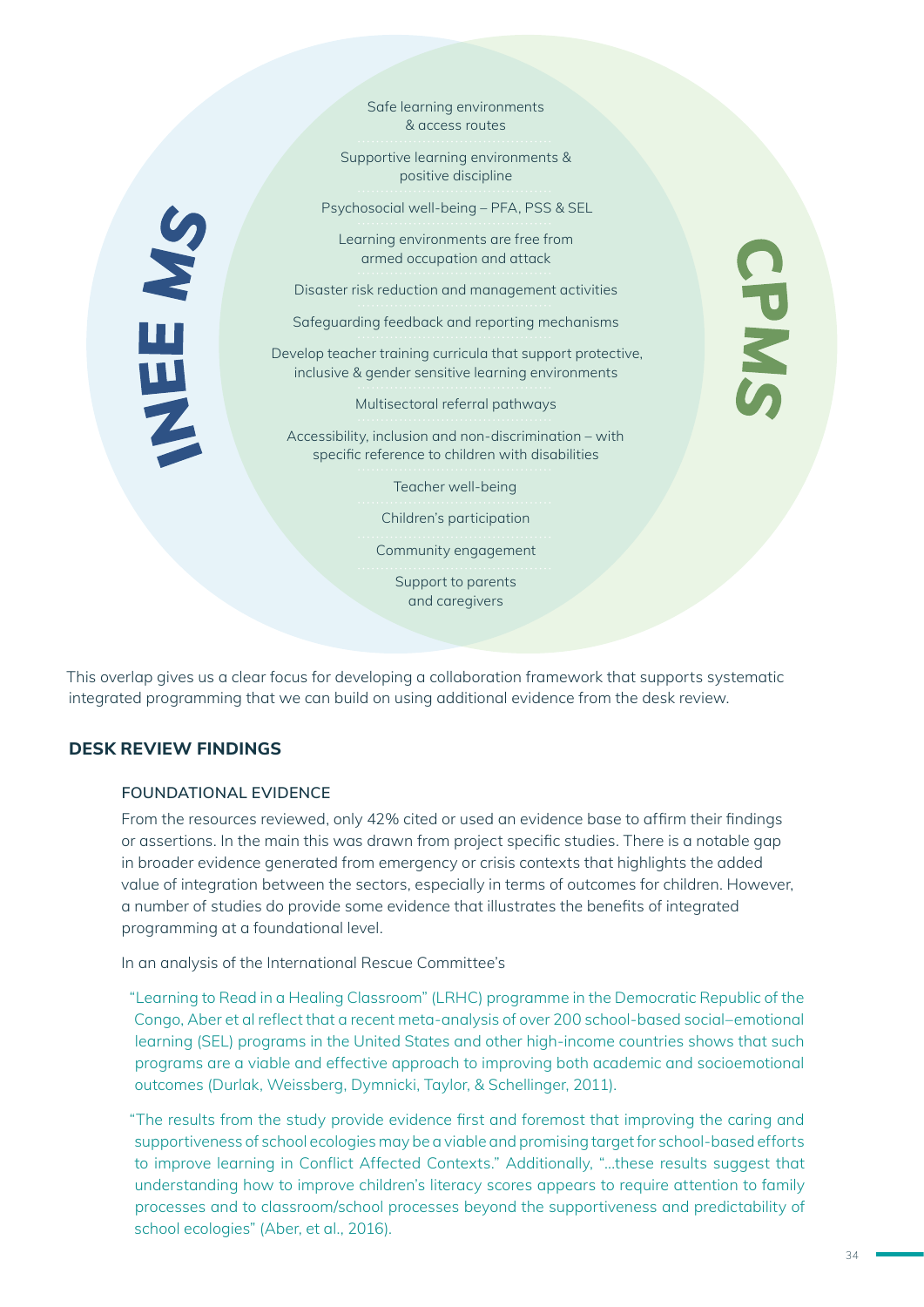INEE MS

CPMS

- Safe learning environments & access routes
- Supportive learning environments & positive discipline
- Psychosocial well-being – PFA, PSS & SEL
- Learning environments are free from armed occupation and attack
- Disaster risk reduction and management activities
- Safeguarding feedback and reporting mechanisms
- Develop teacher training curricula that support protective, inclusive & gender sensitive learning environments
- Multisectoral referral pathways
- Accessibility, inclusion and non-discrimination – with specific reference to children with disabilities
- Teacher well-being
- Children's participation
- Community engagement
- Support to parents and caregivers

This overlap gives us a clear focus for developing a collaboration framework that supports systematic integrated programming that we can build on using additional evidence from the desk review.

## DESK REVIEW FINDINGS

### FOUNDATIONAL EVIDENCE

From the resources reviewed, only 42% cited or used an evidence base to affirm their findings or assertions. In the main this was drawn from project specific studies. There is a notable gap in broader evidence generated from emergency or crisis contexts that highlights the added value of integration between the sectors, especially in terms of outcomes for children. However, a number of studies do provide some evidence that illustrates the benefits of integrated programming at a foundational level.

In an analysis of the International Rescue Committee's

> "Learning to Read in a Healing Classroom" (LRHC) programme in the Democratic Republic of the Congo, Aber et al reflect that a recent meta-analysis of over 200 school-based social–emotional learning (SEL) programs in the United States and other high-income countries shows that such programs are a viable and effective approach to improving both academic and socioemotional outcomes (Durlak, Weissberg, Dymnicki, Taylor, & Schellinger, 2011).

> "The results from the study provide evidence first and foremost that improving the caring and supportiveness of school ecologies may be a viable and promising target for school-based efforts to improve learning in Conflict Affected Contexts." Additionally, "…these results suggest that understanding how to improve children's literacy scores appears to require attention to family processes and to classroom/school processes beyond the supportiveness and predictability of school ecologies" (Aber, et al., 2016).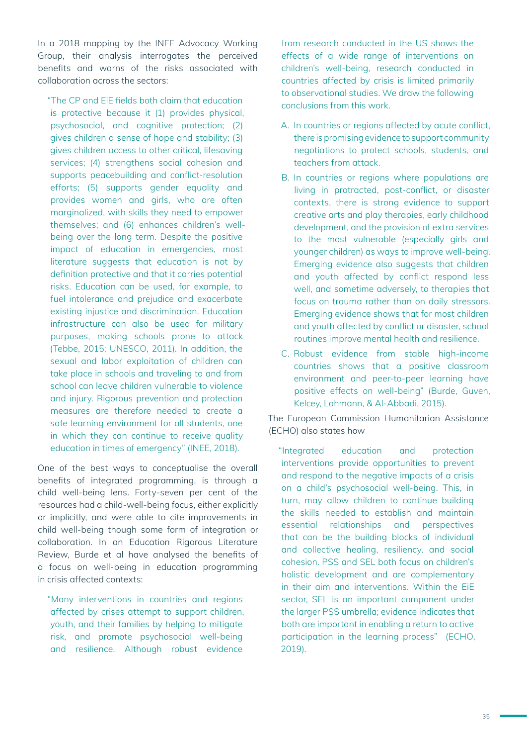In a 2018 mapping by the INEE Advocacy Working Group, their analysis interrogates the perceived benefits and warns of the risks associated with collaboration across the sectors:

> "The CP and EiE fields both claim that education is protective because it (1) provides physical, psychosocial, and cognitive protection; (2) gives children a sense of hope and stability; (3) gives children access to other critical, lifesaving services; (4) strengthens social cohesion and supports peacebuilding and conflict-resolution efforts; (5) supports gender equality and provides women and girls, who are often marginalized, with skills they need to empower themselves; and (6) enhances children's well-being over the long term. Despite the positive impact of education in emergencies, most literature suggests that education is not by definition protective and that it carries potential risks. Education can be used, for example, to fuel intolerance and prejudice and exacerbate existing injustice and discrimination. Education infrastructure can also be used for military purposes, making schools prone to attack (Tebbe, 2015; UNESCO, 2011). In addition, the sexual and labor exploitation of children can take place in schools and traveling to and from school can leave children vulnerable to violence and injury. Rigorous prevention and protection measures are therefore needed to create a safe learning environment for all students, one in which they can continue to receive quality education in times of emergency" (INEE, 2018).

One of the best ways to conceptualise the overall benefits of integrated programming, is through a child well-being lens. Forty-seven per cent of the resources had a child-well-being focus, either explicitly or implicitly, and were able to cite improvements in child well-being though some form of integration or collaboration. In an Education Rigorous Literature Review, Burde et al have analysed the benefits of a focus on well-being in education programming in crisis affected contexts:

> "Many interventions in countries and regions affected by crises attempt to support children, youth, and their families by helping to mitigate risk, and promote psychosocial well-being and resilience. Although robust evidence from research conducted in the US shows the effects of a wide range of interventions on children's well-being, research conducted in countries affected by crisis is limited primarily to observational studies. We draw the following conclusions from this work.
>
> A. In countries or regions affected by acute conflict, there is promising evidence to support community negotiations to protect schools, students, and teachers from attack.
>
> B. In countries or regions where populations are living in protracted, post-conflict, or disaster contexts, there is strong evidence to support creative arts and play therapies, early childhood development, and the provision of extra services to the most vulnerable (especially girls and younger children) as ways to improve well-being. Emerging evidence also suggests that children and youth affected by conflict respond less well, and sometime adversely, to therapies that focus on trauma rather than on daily stressors. Emerging evidence shows that for most children and youth affected by conflict or disaster, school routines improve mental health and resilience.
>
> C. Robust evidence from stable high-income countries shows that a positive classroom environment and peer-to-peer learning have positive effects on well-being" (Burde, Guven, Kelcey, Lahmann, & Al-Abbadi, 2015).

The European Commission Humanitarian Assistance (ECHO) also states how

> "Integrated education and protection interventions provide opportunities to prevent and respond to the negative impacts of a crisis on a child's psychosocial well-being. This, in turn, may allow children to continue building the skills needed to establish and maintain essential relationships and perspectives that can be the building blocks of individual and collective healing, resiliency, and social cohesion. PSS and SEL both focus on children's holistic development and are complementary in their aim and interventions. Within the EiE sector, SEL is an important component under the larger PSS umbrella; evidence indicates that both are important in enabling a return to active participation in the learning process" (ECHO, 2019).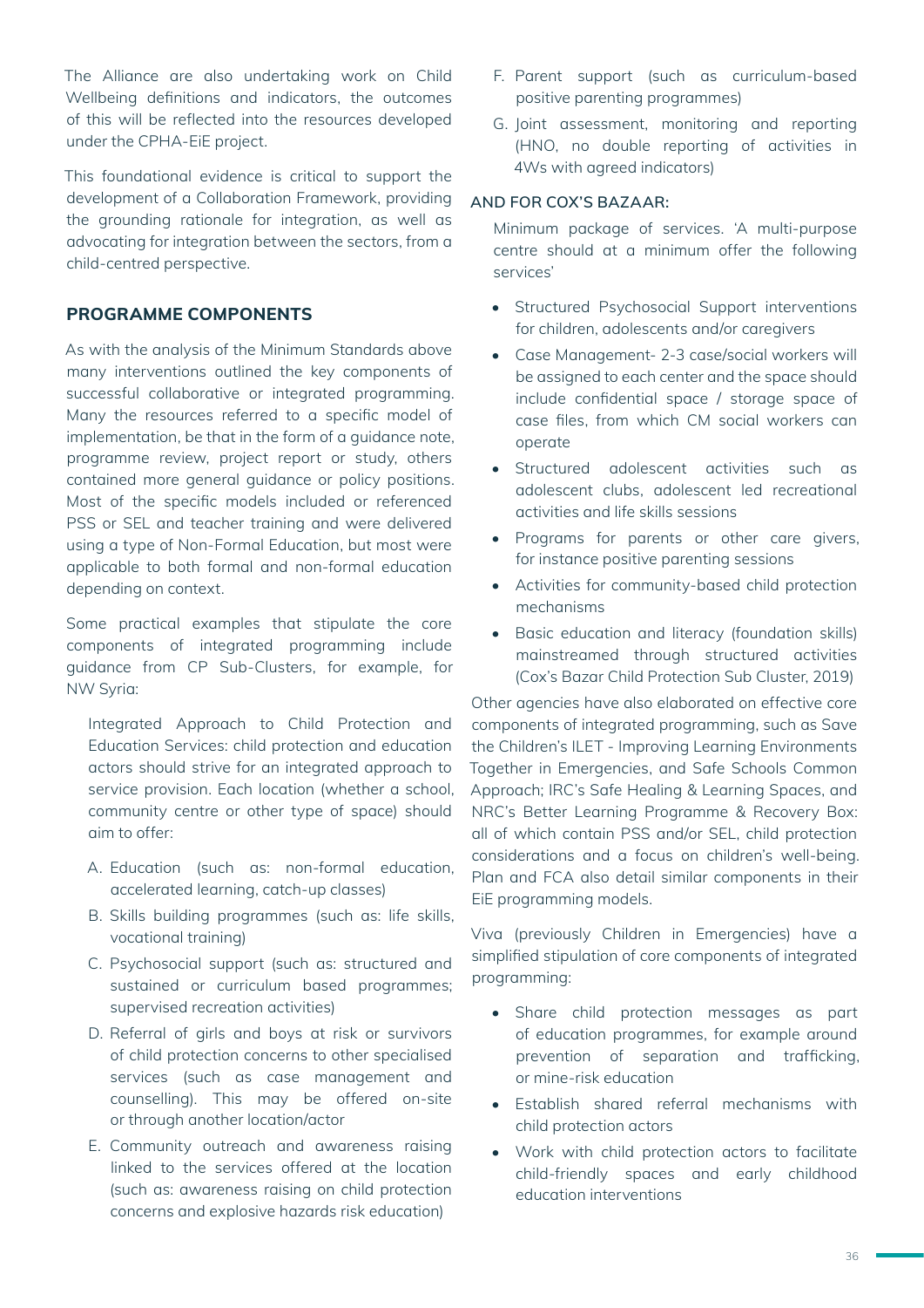The Alliance are also undertaking work on Child Wellbeing definitions and indicators, the outcomes of this will be reflected into the resources developed under the CPHA-EiE project.

This foundational evidence is critical to support the development of a Collaboration Framework, providing the grounding rationale for integration, as well as advocating for integration between the sectors, from a child-centred perspective.

### PROGRAMME COMPONENTS

As with the analysis of the Minimum Standards above many interventions outlined the key components of successful collaborative or integrated programming. Many the resources referred to a specific model of implementation, be that in the form of a guidance note, programme review, project report or study, others contained more general guidance or policy positions. Most of the specific models included or referenced PSS or SEL and teacher training and were delivered using a type of Non-Formal Education, but most were applicable to both formal and non-formal education depending on context.

Some practical examples that stipulate the core components of integrated programming include guidance from CP Sub-Clusters, for example, for NW Syria:

> Integrated Approach to Child Protection and Education Services: child protection and education actors should strive for an integrated approach to service provision. Each location (whether a school, community centre or other type of space) should aim to offer:
>
> A. Education (such as: non-formal education, accelerated learning, catch-up classes)
>
> B. Skills building programmes (such as: life skills, vocational training)
>
> C. Psychosocial support (such as: structured and sustained or curriculum based programmes; supervised recreation activities)
>
> D. Referral of girls and boys at risk or survivors of child protection concerns to other specialised services (such as case management and counselling). This may be offered on-site or through another location/actor
>
> E. Community outreach and awareness raising linked to the services offered at the location (such as: awareness raising on child protection concerns and explosive hazards risk education)
>
> F. Parent support (such as curriculum-based positive parenting programmes)
>
> G. Joint assessment, monitoring and reporting (HNO, no double reporting of activities in 4Ws with agreed indicators)

**AND FOR COX'S BAZAAR:**

> Minimum package of services. 'A multi-purpose centre should at a minimum offer the following services'
>
> - Structured Psychosocial Support interventions for children, adolescents and/or caregivers
> - Case Management- 2-3 case/social workers will be assigned to each center and the space should include confidential space / storage space of case files, from which CM social workers can operate
> - Structured adolescent activities such as adolescent clubs, adolescent led recreational activities and life skills sessions
> - Programs for parents or other care givers, for instance positive parenting sessions
> - Activities for community-based child protection mechanisms
> - Basic education and literacy (foundation skills) mainstreamed through structured activities (Cox's Bazar Child Protection Sub Cluster, 2019)

Other agencies have also elaborated on effective core components of integrated programming, such as Save the Children's ILET - Improving Learning Environments Together in Emergencies, and Safe Schools Common Approach; IRC's Safe Healing & Learning Spaces, and NRC's Better Learning Programme & Recovery Box: all of which contain PSS and/or SEL, child protection considerations and a focus on children's well-being. Plan and FCA also detail similar components in their EiE programming models.

Viva (previously Children in Emergencies) have a simplified stipulation of core components of integrated programming:

- Share child protection messages as part of education programmes, for example around prevention of separation and trafficking, or mine-risk education
- Establish shared referral mechanisms with child protection actors
- Work with child protection actors to facilitate child-friendly spaces and early childhood education interventions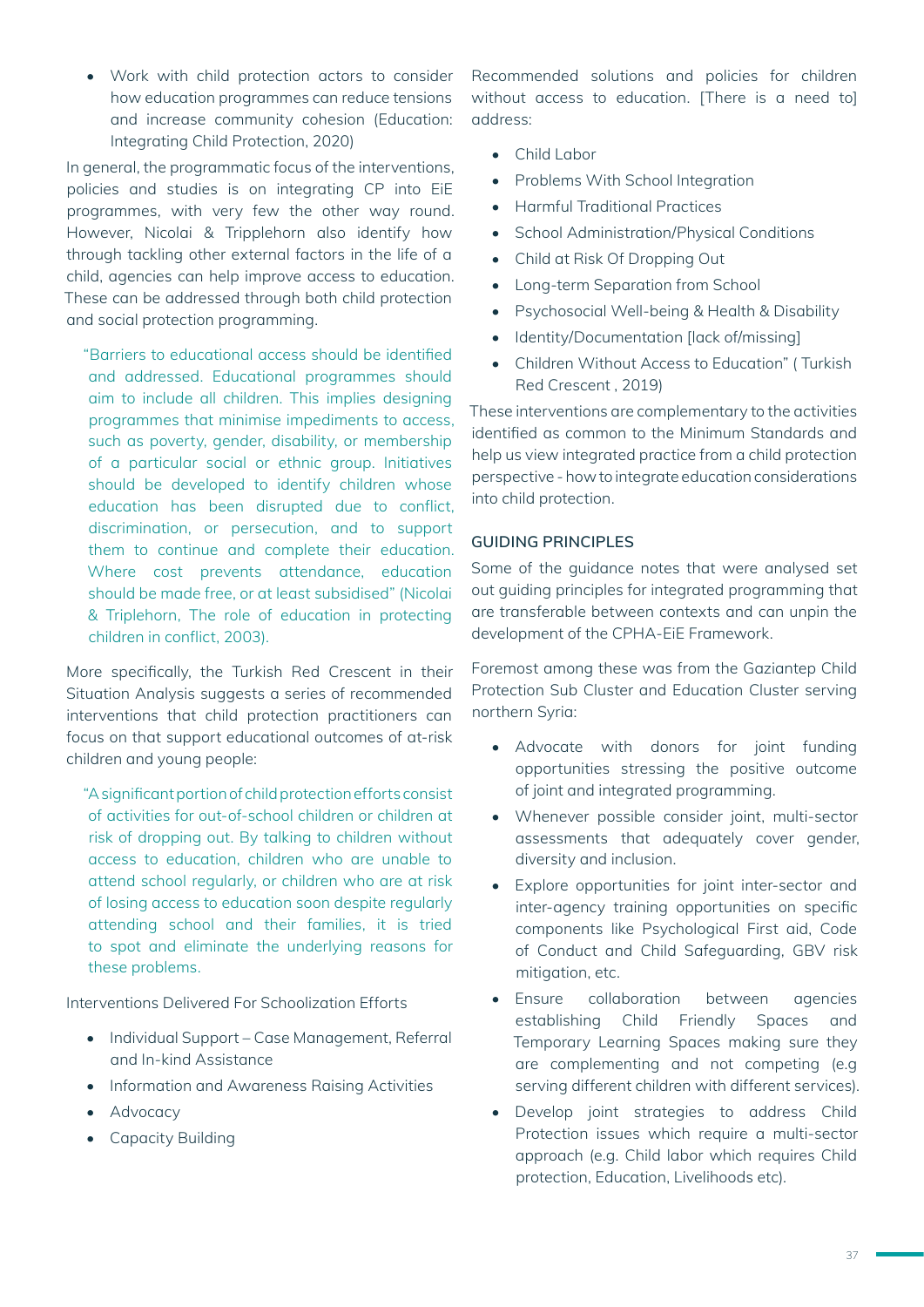- Work with child protection actors to consider how education programmes can reduce tensions and increase community cohesion (Education: Integrating Child Protection, 2020)

In general, the programmatic focus of the interventions, policies and studies is on integrating CP into EiE programmes, with very few the other way round. However, Nicolai & Tripplehorn also identify how through tackling other external factors in the life of a child, agencies can help improve access to education. These can be addressed through both child protection and social protection programming.

> "Barriers to educational access should be identified and addressed. Educational programmes should aim to include all children. This implies designing programmes that minimise impediments to access, such as poverty, gender, disability, or membership of a particular social or ethnic group. Initiatives should be developed to identify children whose education has been disrupted due to conflict, discrimination, or persecution, and to support them to continue and complete their education. Where cost prevents attendance, education should be made free, or at least subsidised" (Nicolai & Triplehorn, The role of education in protecting children in conflict, 2003).

More specifically, the Turkish Red Crescent in their Situation Analysis suggests a series of recommended interventions that child protection practitioners can focus on that support educational outcomes of at-risk children and young people:

> "A significant portion of child protection efforts consist of activities for out-of-school children or children at risk of dropping out. By talking to children without access to education, children who are unable to attend school regularly, or children who are at risk of losing access to education soon despite regularly attending school and their families, it is tried to spot and eliminate the underlying reasons for these problems.

Interventions Delivered For Schoolization Efforts

- Individual Support – Case Management, Referral and In-kind Assistance
- Information and Awareness Raising Activities
- Advocacy
- Capacity Building

Recommended solutions and policies for children without access to education. [There is a need to] address:

- Child Labor
- Problems With School Integration
- Harmful Traditional Practices
- School Administration/Physical Conditions
- Child at Risk Of Dropping Out
- Long-term Separation from School
- Psychosocial Well-being & Health & Disability
- Identity/Documentation [lack of/missing]
- Children Without Access to Education" ( Turkish Red Crescent , 2019)

These interventions are complementary to the activities identified as common to the Minimum Standards and help us view integrated practice from a child protection perspective - how to integrate education considerations into child protection.

## GUIDING PRINCIPLES

Some of the guidance notes that were analysed set out guiding principles for integrated programming that are transferable between contexts and can unpin the development of the CPHA-EiE Framework.

Foremost among these was from the Gaziantep Child Protection Sub Cluster and Education Cluster serving northern Syria:

- Advocate with donors for joint funding opportunities stressing the positive outcome of joint and integrated programming.
- Whenever possible consider joint, multi-sector assessments that adequately cover gender, diversity and inclusion.
- Explore opportunities for joint inter-sector and inter-agency training opportunities on specific components like Psychological First aid, Code of Conduct and Child Safeguarding, GBV risk mitigation, etc.
- Ensure collaboration between agencies establishing Child Friendly Spaces and Temporary Learning Spaces making sure they are complementing and not competing (e.g serving different children with different services).
- Develop joint strategies to address Child Protection issues which require a multi-sector approach (e.g. Child labor which requires Child protection, Education, Livelihoods etc).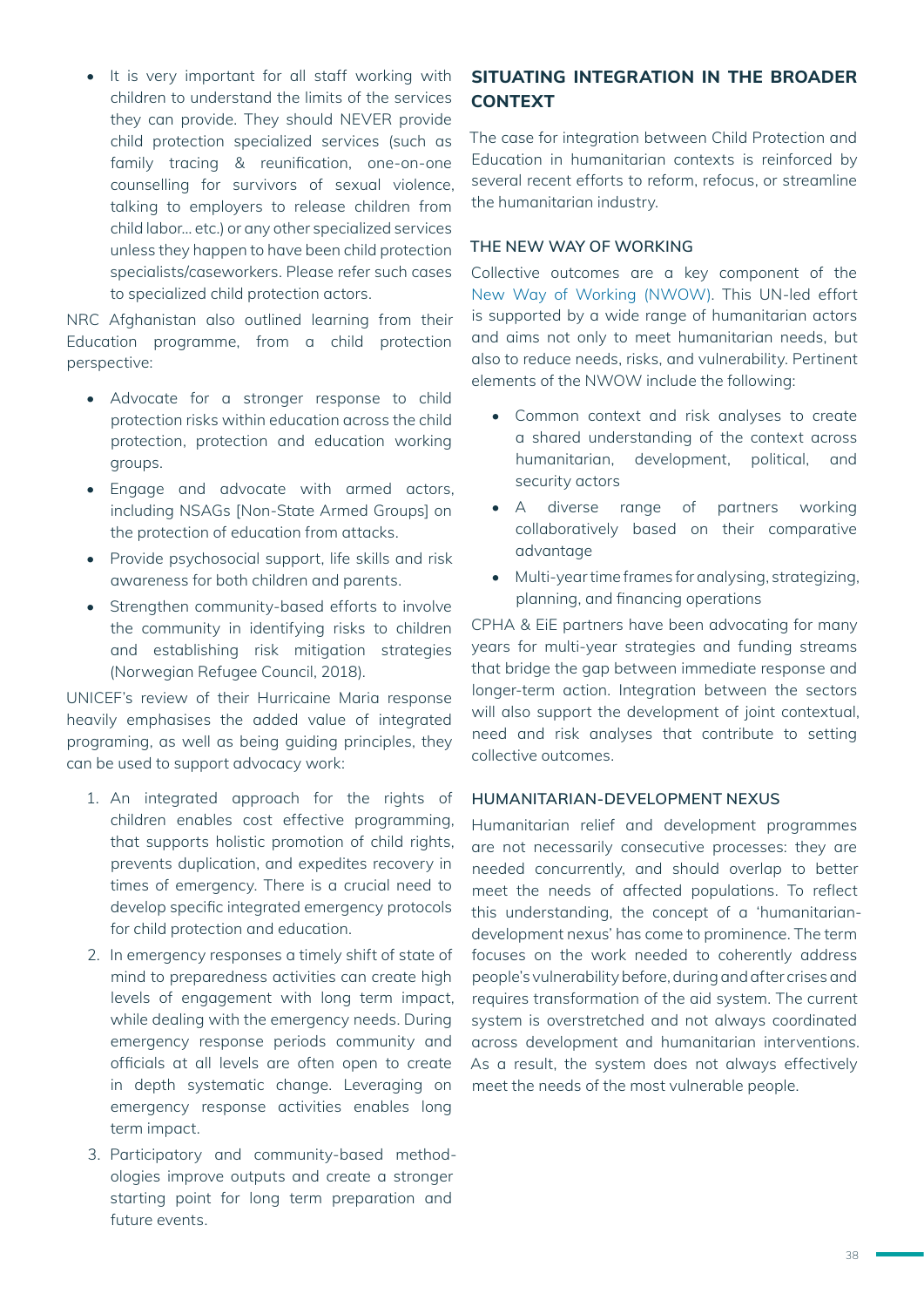- It is very important for all staff working with children to understand the limits of the services they can provide. They should NEVER provide child protection specialized services (such as family tracing & reunification, one-on-one counselling for survivors of sexual violence, talking to employers to release children from child labor… etc.) or any other specialized services unless they happen to have been child protection specialists/caseworkers. Please refer such cases to specialized child protection actors.

NRC Afghanistan also outlined learning from their Education programme, from a child protection perspective:

- Advocate for a stronger response to child protection risks within education across the child protection, protection and education working groups.
- Engage and advocate with armed actors, including NSAGs [Non-State Armed Groups] on the protection of education from attacks.
- Provide psychosocial support, life skills and risk awareness for both children and parents.
- Strengthen community-based efforts to involve the community in identifying risks to children and establishing risk mitigation strategies (Norwegian Refugee Council, 2018).

UNICEF's review of their Hurricaine Maria response heavily emphasises the added value of integrated programing, as well as being guiding principles, they can be used to support advocacy work:

1. An integrated approach for the rights of children enables cost effective programming, that supports holistic promotion of child rights, prevents duplication, and expedites recovery in times of emergency. There is a crucial need to develop specific integrated emergency protocols for child protection and education.
2. In emergency responses a timely shift of state of mind to preparedness activities can create high levels of engagement with long term impact, while dealing with the emergency needs. During emergency response periods community and officials at all levels are often open to create in depth systematic change. Leveraging on emergency response activities enables long term impact.
3. Participatory and community-based method-ologies improve outputs and create a stronger starting point for long term preparation and future events.

## SITUATING INTEGRATION IN THE BROADER CONTEXT

The case for integration between Child Protection and Education in humanitarian contexts is reinforced by several recent efforts to reform, refocus, or streamline the humanitarian industry.

### THE NEW WAY OF WORKING

Collective outcomes are a key component of the New Way of Working (NWOW). This UN-led effort is supported by a wide range of humanitarian actors and aims not only to meet humanitarian needs, but also to reduce needs, risks, and vulnerability. Pertinent elements of the NWOW include the following:

- Common context and risk analyses to create a shared understanding of the context across humanitarian, development, political, and security actors
- A diverse range of partners working collaboratively based on their comparative advantage
- Multi-year time frames for analysing, strategizing, planning, and financing operations

CPHA & EiE partners have been advocating for many years for multi-year strategies and funding streams that bridge the gap between immediate response and longer-term action. Integration between the sectors will also support the development of joint contextual, need and risk analyses that contribute to setting collective outcomes.

### HUMANITARIAN-DEVELOPMENT NEXUS

Humanitarian relief and development programmes are not necessarily consecutive processes: they are needed concurrently, and should overlap to better meet the needs of affected populations. To reflect this understanding, the concept of a 'humanitarian-development nexus' has come to prominence. The term focuses on the work needed to coherently address people's vulnerability before, during and after crises and requires transformation of the aid system. The current system is overstretched and not always coordinated across development and humanitarian interventions. As a result, the system does not always effectively meet the needs of the most vulnerable people.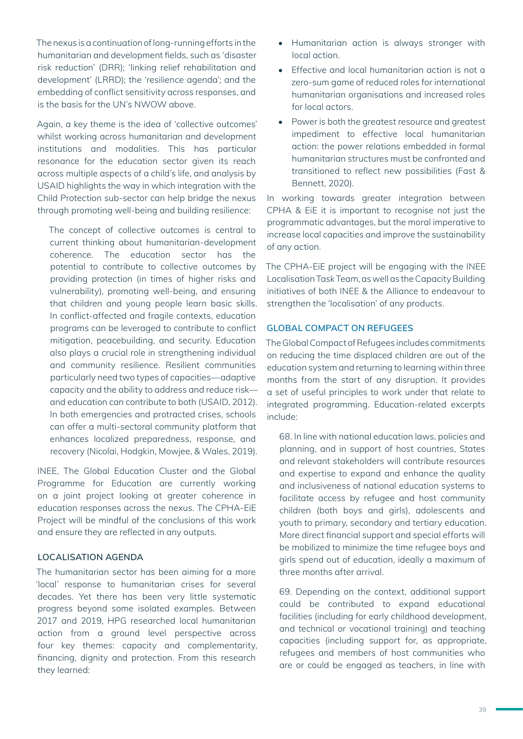The nexus is a continuation of long-running efforts in the humanitarian and development fields, such as 'disaster risk reduction' (DRR); 'linking relief rehabilitation and development' (LRRD); the 'resilience agenda'; and the embedding of conflict sensitivity across responses, and is the basis for the UN's NWOW above.

Again, a key theme is the idea of 'collective outcomes' whilst working across humanitarian and development institutions and modalities. This has particular resonance for the education sector given its reach across multiple aspects of a child's life, and analysis by USAID highlights the way in which integration with the Child Protection sub-sector can help bridge the nexus through promoting well-being and building resilience:

> The concept of collective outcomes is central to current thinking about humanitarian-development coherence. The education sector has the potential to contribute to collective outcomes by providing protection (in times of higher risks and vulnerability), promoting well-being, and ensuring that children and young people learn basic skills. In conflict-affected and fragile contexts, education programs can be leveraged to contribute to conflict mitigation, peacebuilding, and security. Education also plays a crucial role in strengthening individual and community resilience. Resilient communities particularly need two types of capacities—adaptive capacity and the ability to address and reduce risk—and education can contribute to both (USAID, 2012). In both emergencies and protracted crises, schools can offer a multi-sectoral community platform that enhances localized preparedness, response, and recovery (Nicolai, Hodgkin, Mowjee, & Wales, 2019).

INEE, The Global Education Cluster and the Global Programme for Education are currently working on a joint project looking at greater coherence in education responses across the nexus. The CPHA-EiE Project will be mindful of the conclusions of this work and ensure they are reflected in any outputs.

### LOCALISATION AGENDA

The humanitarian sector has been aiming for a more 'local' response to humanitarian crises for several decades. Yet there has been very little systematic progress beyond some isolated examples. Between 2017 and 2019, HPG researched local humanitarian action from a ground level perspective across four key themes: capacity and complementarity, financing, dignity and protection. From this research they learned:

- Humanitarian action is always stronger with local action.
- Effective and local humanitarian action is not a zero-sum game of reduced roles for international humanitarian organisations and increased roles for local actors.
- Power is both the greatest resource and greatest impediment to effective local humanitarian action: the power relations embedded in formal humanitarian structures must be confronted and transitioned to reflect new possibilities (Fast & Bennett, 2020).

In working towards greater integration between CPHA & EiE it is important to recognise not just the programmatic advantages, but the moral imperative to increase local capacities and improve the sustainability of any action.

The CPHA-EiE project will be engaging with the INEE Localisation Task Team, as well as the Capacity Building initiatives of both INEE & the Alliance to endeavour to strengthen the 'localisation' of any products.

### GLOBAL COMPACT ON REFUGEES

The Global Compact of Refugees includes commitments on reducing the time displaced children are out of the education system and returning to learning within three months from the start of any disruption. It provides a set of useful principles to work under that relate to integrated programming. Education-related excerpts include:

> 68. In line with national education laws, policies and planning, and in support of host countries, States and relevant stakeholders will contribute resources and expertise to expand and enhance the quality and inclusiveness of national education systems to facilitate access by refugee and host community children (both boys and girls), adolescents and youth to primary, secondary and tertiary education. More direct financial support and special efforts will be mobilized to minimize the time refugee boys and girls spend out of education, ideally a maximum of three months after arrival.
>
> 69. Depending on the context, additional support could be contributed to expand educational facilities (including for early childhood development, and technical or vocational training) and teaching capacities (including support for, as appropriate, refugees and members of host communities who are or could be engaged as teachers, in line with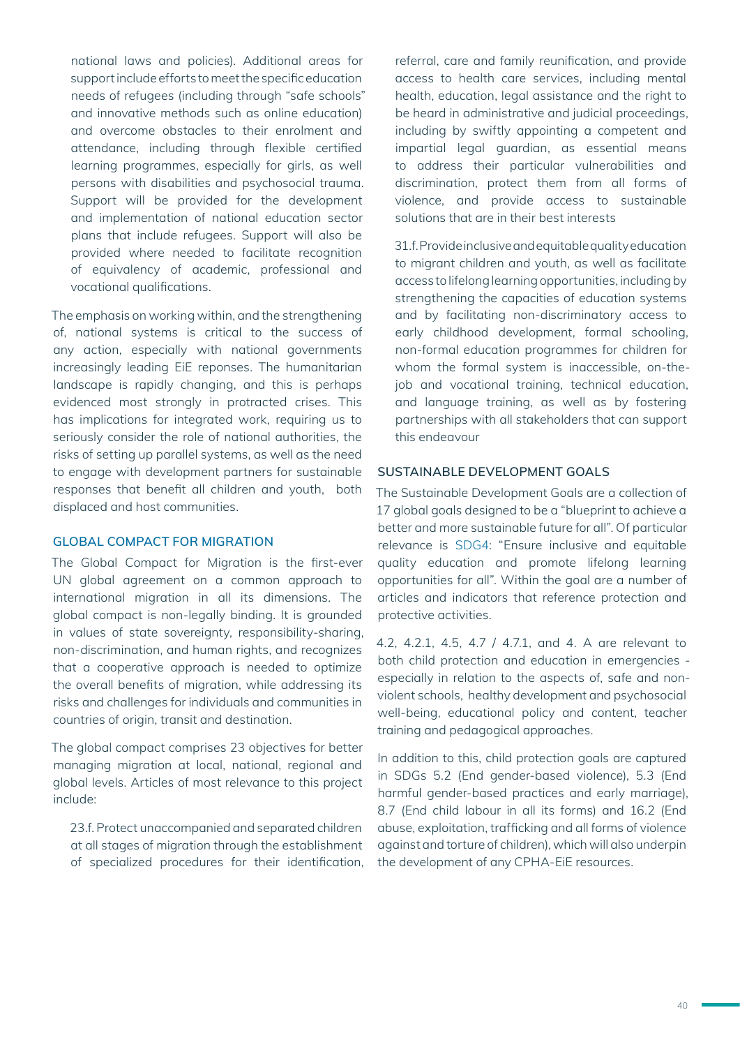national laws and policies). Additional areas for support include efforts to meet the specific education needs of refugees (including through "safe schools" and innovative methods such as online education) and overcome obstacles to their enrolment and attendance, including through flexible certified learning programmes, especially for girls, as well persons with disabilities and psychosocial trauma. Support will be provided for the development and implementation of national education sector plans that include refugees. Support will also be provided where needed to facilitate recognition of equivalency of academic, professional and vocational qualifications.

The emphasis on working within, and the strengthening of, national systems is critical to the success of any action, especially with national governments increasingly leading EiE reponses. The humanitarian landscape is rapidly changing, and this is perhaps evidenced most strongly in protracted crises. This has implications for integrated work, requiring us to seriously consider the role of national authorities, the risks of setting up parallel systems, as well as the need to engage with development partners for sustainable responses that benefit all children and youth, both displaced and host communities.

### GLOBAL COMPACT FOR MIGRATION

The Global Compact for Migration is the first-ever UN global agreement on a common approach to international migration in all its dimensions. The global compact is non-legally binding. It is grounded in values of state sovereignty, responsibility-sharing, non-discrimination, and human rights, and recognizes that a cooperative approach is needed to optimize the overall benefits of migration, while addressing its risks and challenges for individuals and communities in countries of origin, transit and destination.

The global compact comprises 23 objectives for better managing migration at local, national, regional and global levels. Articles of most relevance to this project include:

23.f. Protect unaccompanied and separated children at all stages of migration through the establishment of specialized procedures for their identification, referral, care and family reunification, and provide access to health care services, including mental health, education, legal assistance and the right to be heard in administrative and judicial proceedings, including by swiftly appointing a competent and impartial legal guardian, as essential means to address their particular vulnerabilities and discrimination, protect them from all forms of violence, and provide access to sustainable solutions that are in their best interests

31.f. Provide inclusive and equitable quality education to migrant children and youth, as well as facilitate access to lifelong learning opportunities, including by strengthening the capacities of education systems and by facilitating non-discriminatory access to early childhood development, formal schooling, non-formal education programmes for children for whom the formal system is inaccessible, on-the-job and vocational training, technical education, and language training, as well as by fostering partnerships with all stakeholders that can support this endeavour

### SUSTAINABLE DEVELOPMENT GOALS

The Sustainable Development Goals are a collection of 17 global goals designed to be a "blueprint to achieve a better and more sustainable future for all". Of particular relevance is SDG4: "Ensure inclusive and equitable quality education and promote lifelong learning opportunities for all". Within the goal are a number of articles and indicators that reference protection and protective activities.

4.2, 4.2.1, 4.5, 4.7 / 4.7.1, and 4. A are relevant to both child protection and education in emergencies - especially in relation to the aspects of, safe and non-violent schools, healthy development and psychosocial well-being, educational policy and content, teacher training and pedagogical approaches.

In addition to this, child protection goals are captured in SDGs 5.2 (End gender-based violence), 5.3 (End harmful gender-based practices and early marriage), 8.7 (End child labour in all its forms) and 16.2 (End abuse, exploitation, trafficking and all forms of violence against and torture of children), which will also underpin the development of any CPHA-EiE resources.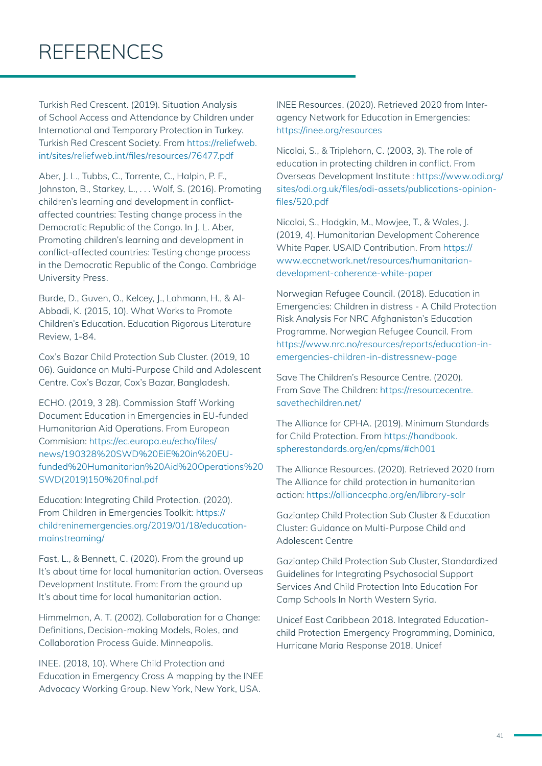# REFERENCES

Turkish Red Crescent. (2019). Situation Analysis of School Access and Attendance by Children under International and Temporary Protection in Turkey. Turkish Red Crescent Society. From https://reliefweb.int/sites/reliefweb.int/files/resources/76477.pdf

Aber, J. L., Tubbs, C., Torrente, C., Halpin, P. F., Johnston, B., Starkey, L., . . . Wolf, S. (2016). Promoting children's learning and development in conflict-affected countries: Testing change process in the Democratic Republic of the Congo. In J. L. Aber, Promoting children's learning and development in conflict-affected countries: Testing change process in the Democratic Republic of the Congo. Cambridge University Press.

Burde, D., Guven, O., Kelcey, J., Lahmann, H., & Al-Abbadi, K. (2015, 10). What Works to Promote Children's Education. Education Rigorous Literature Review, 1-84.

Cox's Bazar Child Protection Sub Cluster. (2019, 10 06). Guidance on Multi-Purpose Child and Adolescent Centre. Cox's Bazar, Cox's Bazar, Bangladesh.

ECHO. (2019, 3 28). Commission Staff Working Document Education in Emergencies in EU-funded Humanitarian Aid Operations. From European Commision: https://ec.europa.eu/echo/files/news/190328%20SWD%20EiE%20in%20EU-funded%20Humanitarian%20Aid%20Operations%20SWD(2019)150%20final.pdf

Education: Integrating Child Protection. (2020). From Children in Emergencies Toolkit: https://childreninemergencies.org/2019/01/18/education-mainstreaming/

Fast, L., & Bennett, C. (2020). From the ground up It's about time for local humanitarian action. Overseas Development Institute. From: From the ground up It's about time for local humanitarian action.

Himmelman, A. T. (2002). Collaboration for a Change: Definitions, Decision-making Models, Roles, and Collaboration Process Guide. Minneapolis.

INEE. (2018, 10). Where Child Protection and Education in Emergency Cross A mapping by the INEE Advocacy Working Group. New York, New York, USA.

INEE Resources. (2020). Retrieved 2020 from Inter-agency Network for Education in Emergencies: https://inee.org/resources

Nicolai, S., & Triplehorn, C. (2003, 3). The role of education in protecting children in conflict. From Overseas Development Institute : https://www.odi.org/sites/odi.org.uk/files/odi-assets/publications-opinion-files/520.pdf

Nicolai, S., Hodgkin, M., Mowjee, T., & Wales, J. (2019, 4). Humanitarian Development Coherence White Paper. USAID Contribution. From https://www.eccnetwork.net/resources/humanitarian-development-coherence-white-paper

Norwegian Refugee Council. (2018). Education in Emergencies: Children in distress - A Child Protection Risk Analysis For NRC Afghanistan's Education Programme. Norwegian Refugee Council. From https://www.nrc.no/resources/reports/education-in-emergencies-children-in-distressnew-page

Save The Children's Resource Centre. (2020). From Save The Children: https://resourcecentre.savethechildren.net/

The Alliance for CPHA. (2019). Minimum Standards for Child Protection. From https://handbook.spherestandards.org/en/cpms/#ch001

The Alliance Resources. (2020). Retrieved 2020 from The Alliance for child protection in humanitarian action: https://alliancecpha.org/en/library-solr

Gaziantep Child Protection Sub Cluster & Education Cluster: Guidance on Multi-Purpose Child and Adolescent Centre

Gaziantep Child Protection Sub Cluster, Standardized Guidelines for Integrating Psychosocial Support Services And Child Protection Into Education For Camp Schools In North Western Syria.

Unicef East Caribbean 2018. Integrated Education-child Protection Emergency Programming, Dominica, Hurricane Maria Response 2018. Unicef